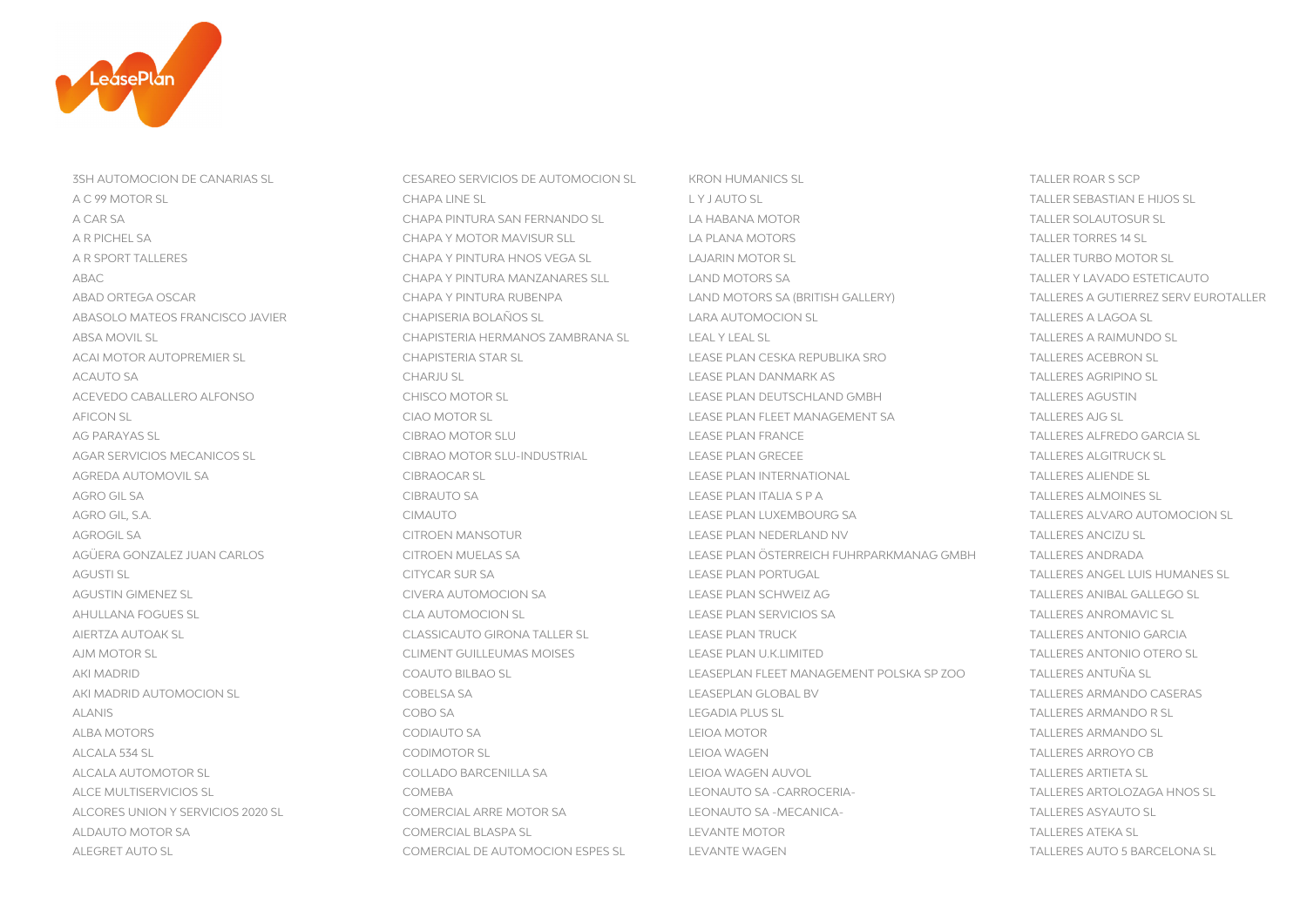3SH AUTOMOCION DE CANARIAS SL
A C 99 MOTOR SL
A CAR SA
A R PICHEL SA
A R SPORT TALLERES
ABAC
ABAD ORTEGA OSCAR
ABASOLO MATEOS FRANCISCO JAVIER
ABSA MOVIL SL
ACAI MOTOR AUTOPREMIER SL
ACAUTO SA
ACEVEDO CABALLERO ALFONSO
AFICON SL
AG PARAYAS SL
AGAR SERVICIOS MECANICOS SL
AGREDA AUTOMOVIL SA
AGRO GIL SA
AGRO GIL, S.A.
AGROGIL SA
AGÜERA GONZALEZ JUAN CARLOS
AGUSTI SL
AGUSTIN GIMENEZ SL
AHULLANA FOGUES SL
AIERTZA AUTOAK SL
AJM MOTOR SL
AKI MADRID
AKI MADRID AUTOMOCION SL
ALANIS
ALBA MOTORS
ALCALA 534 SL
ALCALA AUTOMOTOR SL
ALCE MULTISERVICIOS SL
ALCORES UNION Y SERVICIOS 2020 SL
ALDAUTO MOTOR SA
ALEGRET AUTO SL

CESAREO SERVICIOS DE AUTOMOCION SL
CHAPA LINE SL
CHAPA PINTURA SAN FERNANDO SL
CHAPA Y MOTOR MAVISUR SLL
CHAPA Y PINTURA HNOS VEGA SL
CHAPA Y PINTURA MANZANARES SLL
CHAPA Y PINTURA RUBENPA
CHAPISERIA BOLAÑOS SL
CHAPISTERIA HERMANOS ZAMBRANA SL
CHAPISTERIA STAR SL
CHARJU SL
CHISCO MOTOR SL
CIAO MOTOR SL
CIBRAO MOTOR SLU
CIBRAO MOTOR SLU-INDUSTRIAL
CIBRAOCAR SL
CIBRAUTO SA
CIMAUTO
CITROEN MANSOTUR
CITROEN MUELAS SA
CITYCAR SUR SA
CIVERA AUTOMOCION SA
CLA AUTOMOCION SL
CLASSICAUTO GIRONA TALLER SL
CLIMENT GUILLEUMAS MOISES
COAUTO BILBAO SL
COBELSA SA
COBO SA
CODIAUTO SA
CODIMOTOR SL
COLLADO BARCENILLA SA
COMEBA
COMERCIAL ARRE MOTOR SA
COMERCIAL BLASPA SL
COMERCIAL DE AUTOMOCION ESPES SL

KRON HUMANICS SL
L Y J AUTO SL
LA HABANA MOTOR
LA PLANA MOTORS
LAJARIN MOTOR SL
LAND MOTORS SA
LAND MOTORS SA (BRITISH GALLERY)
LARA AUTOMOCION SL
LEAL Y LEAL SL
LEASE PLAN CESKA REPUBLIKA SRO
LEASE PLAN DANMARK AS
LEASE PLAN DEUTSCHLAND GMBH
LEASE PLAN FLEET MANAGEMENT SA
LEASE PLAN FRANCE
LEASE PLAN GRECEE
LEASE PLAN INTERNATIONAL
LEASE PLAN ITALIA S P A
LEASE PLAN LUXEMBOURG SA
LEASE PLAN NEDERLAND NV
LEASE PLAN ÖSTERREICH FUHRPARKMANAG GMBH
LEASE PLAN PORTUGAL
LEASE PLAN SCHWEIZ AG
LEASE PLAN SERVICIOS SA
LEASE PLAN TRUCK
LEASE PLAN U.K.LIMITED
LEASEPLAN FLEET MANAGEMENT POLSKA SP ZOO
LEASEPLAN GLOBAL BV
LEGADIA PLUS SL
LEIOA MOTOR
LEIOA WAGEN
LEIOA WAGEN AUVOL
LEONAUTO SA -CARROCERIA-
LEONAUTO SA -MECANICA-
LEVANTE MOTOR
LEVANTE WAGEN

TALLER ROAR S SCP
TALLER SEBASTIAN E HIJOS SL
TALLER SOLAUTOSUR SL
TALLER TORRES 14 SL
TALLER TURBO MOTOR SL
TALLER Y LAVADO ESTETICAUTO
TALLERES A GUTIERREZ SERV EUROTALLER
TALLERES A LAGOA SL
TALLERES A RAIMUNDO SL
TALLERES ACEBRON SL
TALLERES AGRIPINO SL
TALLERES AGUSTIN
TALLERES AJG SL
TALLERES ALFREDO GARCIA SL
TALLERES ALGITRUCK SL
TALLERES ALIENDE SL
TALLERES ALMOINES SL
TALLERES ALVARO AUTOMOCION SL
TALLERES ANCIZU SL
TALLERES ANDRADA
TALLERES ANGEL LUIS HUMANES SL
TALLERES ANIBAL GALLEGO SL
TALLERES ANROMAVIC SL
TALLERES ANTONIO GARCIA
TALLERES ANTONIO OTERO SL
TALLERES ANTUÑA SL
TALLERES ARMANDO CASERAS
TALLERES ARMANDO R SL
TALLERES ARMANDO SL
TALLERES ARROYO CB
TALLERES ARTIETA SL
TALLERES ARTOLOZAGA HNOS SL
TALLERES ASYAUTO SL
TALLERES ATEKA SL
TALLERES AUTO 5 BARCELONA SL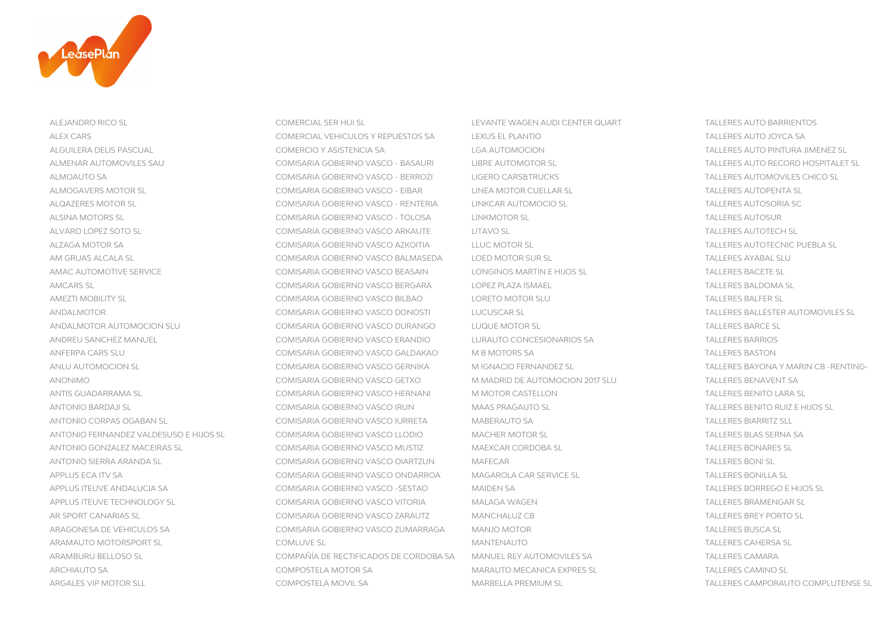ALEJANDRO RICO SL
ALEX CARS
ALGUILERA DELIS PASCUAL
ALMENAR AUTOMOVILES SAU
ALMOAUTO SA
ALMOGAVERS MOTOR SL
ALQAZERES MOTOR SL
ALSINA MOTORS SL
ALVARO LOPEZ SOTO SL
ALZAGA MOTOR SA
AM GRUAS ALCALA SL
AMAC AUTOMOTIVE SERVICE
AMCARS SL
AMEZTI MOBILITY SL
ANDALMOTOR
ANDALMOTOR AUTOMOCION SLU
ANDREU SANCHEZ MANUEL
ANFERPA CARS SLU
ANLU AUTOMOCION SL
ANONIMO
ANTIS GUADARRAMA SL
ANTONIO BARDAJI SL
ANTONIO CORPAS OGABAN SL
ANTONIO FERNANDEZ VALDESUSO E HIJOS SL
ANTONIO GONZALEZ MACEIRAS SL
ANTONIO SIERRA ARANDA SL
APPLUS ECA ITV SA
APPLUS ITEUVE ANDALUCIA SA
APPLUS ITEUVE TECHNOLOGY SL
AR SPORT CANARIAS SL
ARAGONESA DE VEHICULOS SA
ARAMAUTO MOTORSPORT SL
ARAMBURU BELLOSO SL
ARCHIAUTO SA
ARGALES VIP MOTOR SLL

COMERCIAL SER HUI SL
COMERCIAL VEHICULOS Y REPUESTOS SA
COMERCIO Y ASISTENCIA SA
COMISARIA GOBIERNO VASCO - BASAURI
COMISARIA GOBIERNO VASCO - BERROZI
COMISARIA GOBIERNO VASCO - EIBAR
COMISARIA GOBIERNO VASCO - RENTERIA
COMISARIA GOBIERNO VASCO - TOLOSA
COMISARIA GOBIERNO VASCO ARKAUTE
COMISARIA GOBIERNO VASCO AZKOITIA
COMISARIA GOBIERNO VASCO BALMASEDA
COMISARIA GOBIERNO VASCO BEASAIN
COMISARIA GOBIERNO VASCO BERGARA
COMISARIA GOBIERNO VASCO BILBAO
COMISARIA GOBIERNO VASCO DONOSTI
COMISARIA GOBIERNO VASCO DURANGO
COMISARIA GOBIERNO VASCO ERANDIO
COMISARIA GOBIERNO VASCO GALDAKAO
COMISARIA GOBIERNO VASCO GERNIKA
COMISARIA GOBIERNO VASCO GETXO
COMISARIA GOBIERNO VASCO HERNANI
COMISARIA GOBIERNO VASCO IRUN
COMISARIA GOBIERNO VASCO IURRETA
COMISARIA GOBIERNO VASCO LLODIO
COMISARIA GOBIERNO VASCO MUSTIZ
COMISARIA GOBIERNO VASCO OIARTZUN
COMISARIA GOBIERNO VASCO ONDARROA
COMISARIA GOBIERNO VASCO -SESTAO
COMISARIA GOBIERNO VASCO VITORIA
COMISARIA GOBIERNO VASCO ZARAUTZ
COMISARIA GOBIERNO VASCO ZUMARRAGA
COMLUVE SL
COMPAÑÍA DE RECTIFICADOS DE CORDOBA SA
COMPOSTELA MOTOR SA
COMPOSTELA MOVIL SA

LEVANTE WAGEN AUDI CENTER QUART
LEXUS EL PLANTIO
LGA AUTOMOCION
LIBRE AUTOMOTOR SL
LIGERO CARS&TRUCKS
LINEA MOTOR CUELLAR SL
LINKCAR AUTOMOCIO SL
LINKMOTOR SL
LITAVO SL
LLUC MOTOR SL
LOED MOTOR SUR SL
LONGINOS MARTIN E HIJOS SL
LOPEZ PLAZA ISMAEL
LORETO MOTOR SLU
LUCUSCAR SL
LUQUE MOTOR SL
LURAUTO CONCESIONARIOS SA
M B MOTORS SA
M IGNACIO FERNANDEZ SL
M MADRID DE AUTOMOCION 2017 SLU
M MOTOR CASTELLON
MAAS PRAGAUTO SL
MABERAUTO SA
MACHER MOTOR SL
MAEXCAR CORDOBA SL
MAFECAR
MAGAROLA CAR SERVICE SL
MAIDEN SA
MALAGA WAGEN
MANCHALUZ CB
MANJO MOTOR
MANTENAUTO
MANUEL REY AUTOMOVILES SA
MARAUTO MECANICA EXPRES SL
MARBELLA PREMIUM SL

TALLERES AUTO BARRIENTOS
TALLERES AUTO JOYCA SA
TALLERES AUTO PINTURA JIMENEZ SL
TALLERES AUTO RECORD HOSPITALET SL
TALLERES AUTOMOVILES CHICO SL
TALLERES AUTOPENTA SL
TALLERES AUTOSORIA SC
TALLERES AUTOSUR
TALLERES AUTOTECH SL
TALLERES AUTOTECNIC PUEBLA SL
TALLERES AYABAL SLU
TALLERES BACETE SL
TALLERES BALDOMA SL
TALLERES BALFER SL
TALLERES BALLESTER AUTOMOVILES SL
TALLERES BARCE SL
TALLERES BARRIOS
TALLERES BASTON
TALLERES BAYONA Y MARIN CB -RENTING-
TALLERES BENAVENT SA
TALLERES BENITO LARA SL
TALLERES BENITO RUIZ E HIJOS SL
TALLERES BIARRITZ SLL
TALLERES BLAS SERNA SA
TALLERES BONARES SL
TALLERES BONI SL
TALLERES BONILLA SL
TALLERES BORREGO E HIJOS SL
TALLERES BRAMENGAR SL
TALLERES BREY PORTO SL
TALLERES BUSCA SL
TALLERES CAHERSA SL
TALLERES CAMARA
TALLERES CAMINO SL
TALLERES CAMPORAUTO COMPLUTENSE SL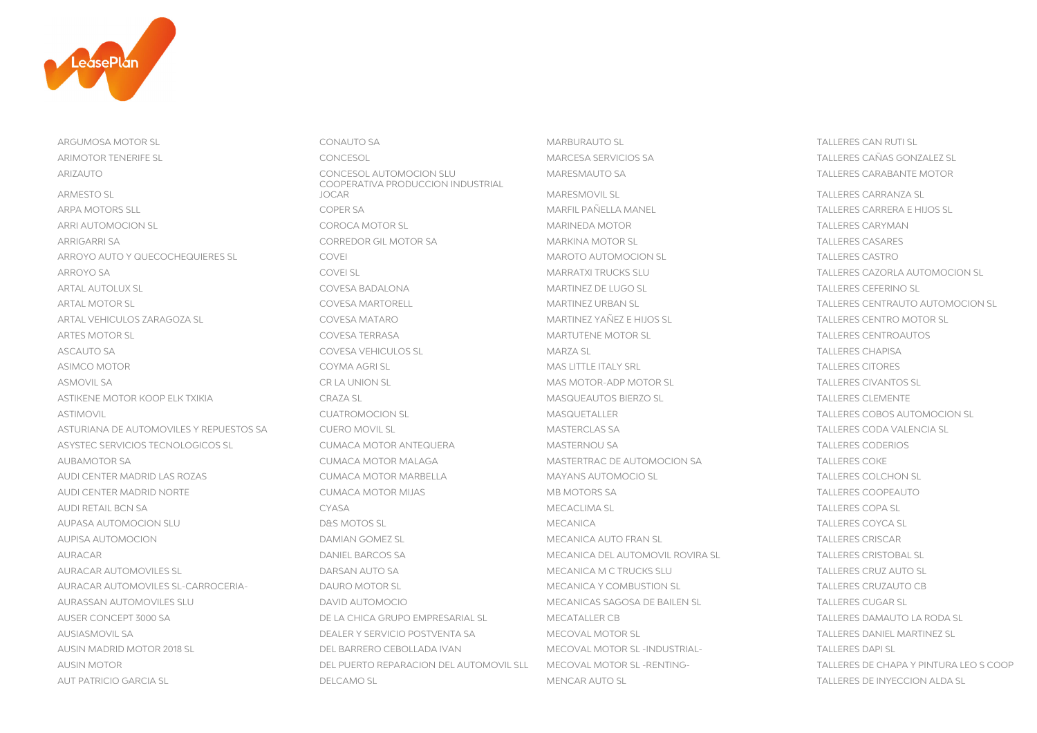ARGUMOSA MOTOR SL
ARIMOTOR TENERIFE SL
ARIZAUTO
ARMESTO SL
ARPA MOTORS SLL
ARRI AUTOMOCION SL
ARRIGARRI SA
ARROYO AUTO Y QUECOCHEQUIERES SL
ARROYO SA
ARTAL AUTOLUX SL
ARTAL MOTOR SL
ARTAL VEHICULOS ZARAGOZA SL
ARTES MOTOR SL
ASCAUTO SA
ASIMCO MOTOR
ASMOVIL SA
ASTIKENE MOTOR KOOP ELK TXIKIA
ASTIMOVIL
ASTURIANA DE AUTOMOVILES Y REPUESTOS SA
ASYSTEC SERVICIOS TECNOLOGICOS SL
AUBAMOTOR SA
AUDI CENTER MADRID LAS ROZAS
AUDI CENTER MADRID NORTE
AUDI RETAIL BCN SA
AUPASA AUTOMOCION SLU
AUPISA AUTOMOCION
AURACAR
AURACAR AUTOMOVILES SL
AURACAR AUTOMOVILES SL-CARROCERIA-
AURASSAN AUTOMOVILES SLU
AUSER CONCEPT 3000 SA
AUSIASMOVIL SA
AUSIN MADRID MOTOR 2018 SL
AUSIN MOTOR
AUT PATRICIO GARCIA SL

CONAUTO SA
CONCESOL
CONCESOL AUTOMOCION SLU
COOPERATIVA PRODUCCION INDUSTRIAL JOCAR
COPER SA
COROCA MOTOR SL
CORREDOR GIL MOTOR SA
COVEI
COVEI SL
COVESA BADALONA
COVESA MARTORELL
COVESA MATARO
COVESA TERRASA
COVESA VEHICULOS SL
COYMA AGRI SL
CR LA UNION SL
CRAZA SL
CUATROMOCION SL
CUERO MOVIL SL
CUMACA MOTOR ANTEQUERA
CUMACA MOTOR MALAGA
CUMACA MOTOR MARBELLA
CUMACA MOTOR MIJAS
CYASA
D&S MOTOS SL
DAMIAN GOMEZ SL
DANIEL BARCOS SA
DARSAN AUTO SA
DAURO MOTOR SL
DAVID AUTOMOCIO
DE LA CHICA GRUPO EMPRESARIAL SL
DEALER Y SERVICIO POSTVENTA SA
DEL BARRERO CEBOLLADA IVAN
DEL PUERTO REPARACION DEL AUTOMOVIL SLL
DELCAMO SL

MARBURAUTO SL
MARCESA SERVICIOS SA
MARESMAUTO SA
MARESMOVIL SL
MARFIL PAÑELLA MANEL
MARINEDA MOTOR
MARKINA MOTOR SL
MAROTO AUTOMOCION SL
MARRATXI TRUCKS SLU
MARTINEZ DE LUGO SL
MARTINEZ URBAN SL
MARTINEZ YAÑEZ E HIJOS SL
MARTUTENE MOTOR SL
MARZA SL
MAS LITTLE ITALY SRL
MAS MOTOR-ADP MOTOR SL
MASQUEAUTOS BIERZO SL
MASQUETALLER
MASTERCLAS SA
MASTERNOU SA
MASTERTRAC DE AUTOMOCION SA
MAYANS AUTOMOCIO SL
MB MOTORS SA
MECACLIMA SL
MECANICA
MECANICA AUTO FRAN SL
MECANICA DEL AUTOMOVIL ROVIRA SL
MECANICA M C TRUCKS SLU
MECANICA Y COMBUSTION SL
MECANICAS SAGOSA DE BAILEN SL
MECATALLER CB
MECOVAL MOTOR SL
MECOVAL MOTOR SL -INDUSTRIAL-
MECOVAL MOTOR SL -RENTING-
MENCAR AUTO SL

TALLERES CAN RUTI SL
TALLERES CAÑAS GONZALEZ SL
TALLERES CARABANTE MOTOR
TALLERES CARRANZA SL
TALLERES CARRERA E HIJOS SL
TALLERES CARYMAN
TALLERES CASARES
TALLERES CASTRO
TALLERES CAZORLA AUTOMOCION SL
TALLERES CEFERINO SL
TALLERES CENTRAUTO AUTOMOCION SL
TALLERES CENTRO MOTOR SL
TALLERES CENTROAUTOS
TALLERES CHAPISA
TALLERES CITORES
TALLERES CIVANTOS SL
TALLERES CLEMENTE
TALLERES COBOS AUTOMOCION SL
TALLERES CODA VALENCIA SL
TALLERES CODERIOS
TALLERES COKE
TALLERES COLCHON SL
TALLERES COOPEAUTO
TALLERES COPA SL
TALLERES COYCA SL
TALLERES CRISCAR
TALLERES CRISTOBAL SL
TALLERES CRUZ AUTO SL
TALLERES CRUZAUTO CB
TALLERES CUGAR SL
TALLERES DAMAUTO LA RODA SL
TALLERES DANIEL MARTINEZ SL
TALLERES DAPI SL
TALLERES DE CHAPA Y PINTURA LEO S COOP
TALLERES DE INYECCION ALDA SL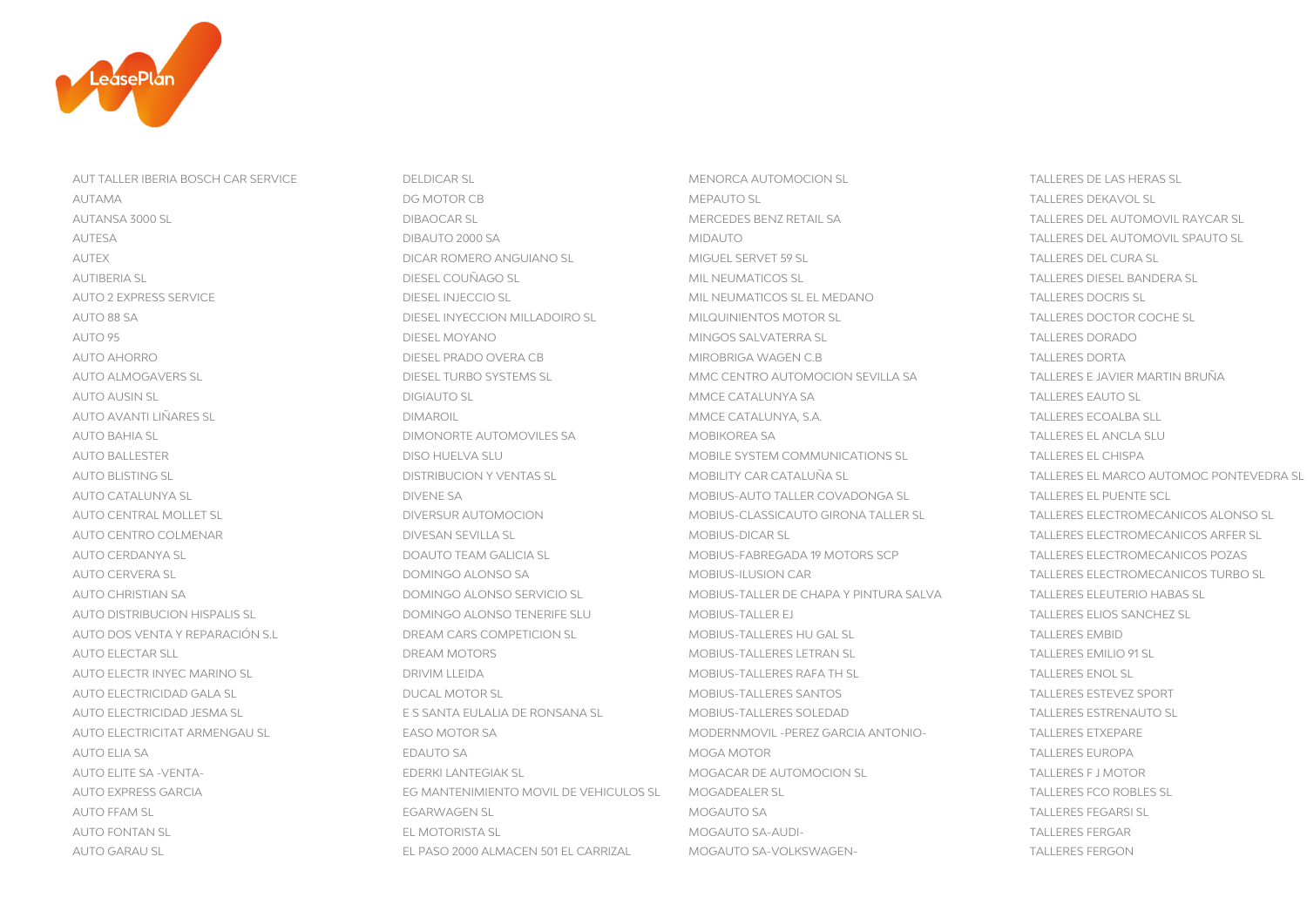AUT TALLER IBERIA BOSCH CAR SERVICE
AUTAMA
AUTANSA 3000 SL
AUTESA
AUTEX
AUTIBERIA SL
AUTO 2 EXPRESS SERVICE
AUTO 88 SA
AUTO 95
AUTO AHORRO
AUTO ALMOGAVERS SL
AUTO AUSIN SL
AUTO AVANTI LIÑARES SL
AUTO BAHIA SL
AUTO BALLESTER
AUTO BLISTING SL
AUTO CATALUNYA SL
AUTO CENTRAL MOLLET SL
AUTO CENTRO COLMENAR
AUTO CERDANYA SL
AUTO CERVERA SL
AUTO CHRISTIAN SA
AUTO DISTRIBUCION HISPALIS SL
AUTO DOS VENTA Y REPARACIÓN S.L
AUTO ELECTAR SLL
AUTO ELECTR INYEC MARINO SL
AUTO ELECTRICIDAD GALA SL
AUTO ELECTRICIDAD JESMA SL
AUTO ELECTRICITAT ARMENGAU SL
AUTO ELIA SA
AUTO ELITE SA -VENTA-
AUTO EXPRESS GARCIA
AUTO FFAM SL
AUTO FONTAN SL
AUTO GARAU SL

DELDICAR SL
DG MOTOR CB
DIBAOCAR SL
DIBAUTO 2000 SA
DICAR ROMERO ANGUIANO SL
DIESEL COUÑAGO SL
DIESEL INJECCIO SL
DIESEL INYECCION MILLADOIRO SL
DIESEL MOYANO
DIESEL PRADO OVERA CB
DIESEL TURBO SYSTEMS SL
DIGIAUTO SL
DIMAROIL
DIMONORTE AUTOMOVILES SA
DISO HUELVA SLU
DISTRIBUCION Y VENTAS SL
DIVENE SA
DIVERSUR AUTOMOCION
DIVESAN SEVILLA SL
DOAUTO TEAM GALICIA SL
DOMINGO ALONSO SA
DOMINGO ALONSO SERVICIO SL
DOMINGO ALONSO TENERIFE SLU
DREAM CARS COMPETICION SL
DREAM MOTORS
DRIVIM LLEIDA
DUCAL MOTOR SL
E S SANTA EULALIA DE RONSANA SL
EASO MOTOR SA
EDAUTO SA
EDERKI LANTEGIAK SL
EG MANTENIMIENTO MOVIL DE VEHICULOS SL
EGARWAGEN SL
EL MOTORISTA SL
EL PASO 2000 ALMACEN 501 EL CARRIZAL

MENORCA AUTOMOCION SL
MEPAUTO SL
MERCEDES BENZ RETAIL SA
MIDAUTO
MIGUEL SERVET 59 SL
MIL NEUMATICOS SL
MIL NEUMATICOS SL EL MEDANO
MILQUINIENTOS MOTOR SL
MINGOS SALVATERRA SL
MIROBRIGA WAGEN C.B
MMC CENTRO AUTOMOCION SEVILLA SA
MMCE CATALUNYA SA
MMCE CATALUNYA, S.A.
MOBIKOREA SA
MOBILE SYSTEM COMMUNICATIONS SL
MOBILITY CAR CATALUÑA SL
MOBIUS-AUTO TALLER COVADONGA SL
MOBIUS-CLASSICAUTO GIRONA TALLER SL
MOBIUS-DICAR SL
MOBIUS-FABREGADA 19 MOTORS SCP
MOBIUS-ILUSION CAR
MOBIUS-TALLER DE CHAPA Y PINTURA SALVA
MOBIUS-TALLER EJ
MOBIUS-TALLERES HU GAL SL
MOBIUS-TALLERES LETRAN SL
MOBIUS-TALLERES RAFA TH SL
MOBIUS-TALLERES SANTOS
MOBIUS-TALLERES SOLEDAD
MODERNMOVIL -PEREZ GARCIA ANTONIO-
MOGA MOTOR
MOGACAR DE AUTOMOCION SL
MOGADEALER SL
MOGAUTO SA
MOGAUTO SA-AUDI-
MOGAUTO SA-VOLKSWAGEN-

TALLERES DE LAS HERAS SL
TALLERES DEKAVOL SL
TALLERES DEL AUTOMOVIL RAYCAR SL
TALLERES DEL AUTOMOVIL SPAUTO SL
TALLERES DEL CURA SL
TALLERES DIESEL BANDERA SL
TALLERES DOCRIS SL
TALLERES DOCTOR COCHE SL
TALLERES DORADO
TALLERES DORTA
TALLERES E JAVIER MARTIN BRUÑA
TALLERES EAUTO SL
TALLERES ECOALBA SLL
TALLERES EL ANCLA SLU
TALLERES EL CHISPA
TALLERES EL MARCO AUTOMOC PONTEVEDRA SL
TALLERES EL PUENTE SCL
TALLERES ELECTROMECANICOS ALONSO SL
TALLERES ELECTROMECANICOS ARFER SL
TALLERES ELECTROMECANICOS POZAS
TALLERES ELECTROMECANICOS TURBO SL
TALLERES ELEUTERIO HABAS SL
TALLERES ELIOS SANCHEZ SL
TALLERES EMBID
TALLERES EMILIO 91 SL
TALLERES ENOL SL
TALLERES ESTEVEZ SPORT
TALLERES ESTRENAUTO SL
TALLERES ETXEPARE
TALLERES EUROPA
TALLERES F J MOTOR
TALLERES FCO ROBLES SL
TALLERES FEGARSI SL
TALLERES FERGAR
TALLERES FERGON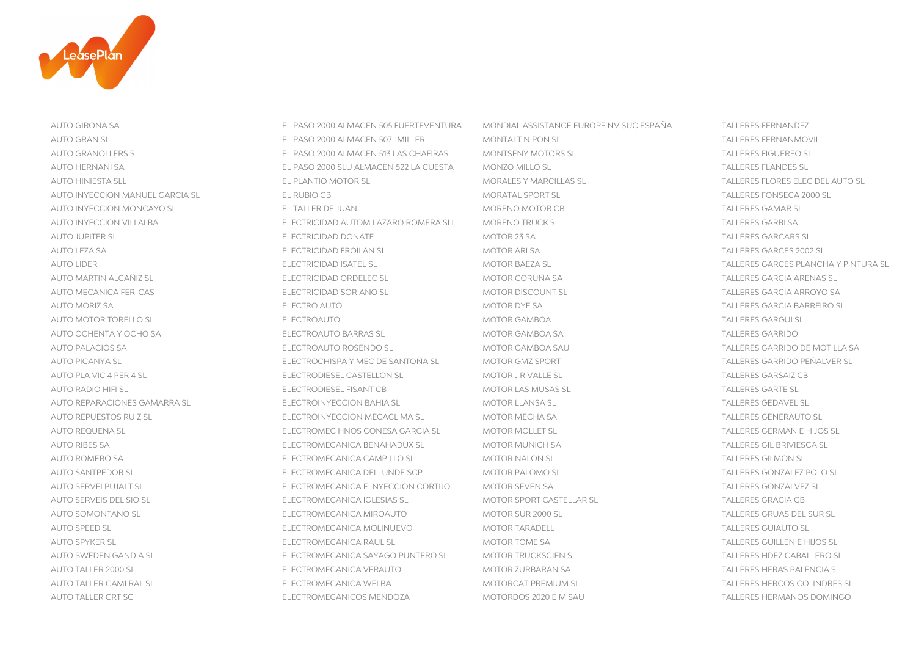AUTO GIRONA SA
AUTO GRAN SL
AUTO GRANOLLERS SL
AUTO HERNANI SA
AUTO HINIESTA SLL
AUTO INYECCION MANUEL GARCIA SL
AUTO INYECCION MONCAYO SL
AUTO INYECCION VILLALBA
AUTO JUPITER SL
AUTO LEZA SA
AUTO LIDER
AUTO MARTIN ALCAÑIZ SL
AUTO MECANICA FER-CAS
AUTO MORIZ SA
AUTO MOTOR TORELLO SL
AUTO OCHENTA Y OCHO SA
AUTO PALACIOS SA
AUTO PICANYA SL
AUTO PLA VIC 4 PER 4 SL
AUTO RADIO HIFI SL
AUTO REPARACIONES GAMARRA SL
AUTO REPUESTOS RUIZ SL
AUTO REQUENA SL
AUTO RIBES SA
AUTO ROMERO SA
AUTO SANTPEDOR SL
AUTO SERVEI PUJALT SL
AUTO SERVEIS DEL SIO SL
AUTO SOMONTANO SL
AUTO SPEED SL
AUTO SPYKER SL
AUTO SWEDEN GANDIA SL
AUTO TALLER 2000 SL
AUTO TALLER CAMI RAL SL
AUTO TALLER CRT SC

EL PASO 2000 ALMACEN 505 FUERTEVENTURA
EL PASO 2000 ALMACEN 507 -MILLER
EL PASO 2000 ALMACEN 513 LAS CHAFIRAS
EL PASO 2000 SLU ALMACEN 522 LA CUESTA
EL PLANTIO MOTOR SL
EL RUBIO CB
EL TALLER DE JUAN
ELECTRICIDAD AUTOM LAZARO ROMERA SLL
ELECTRICIDAD DONATE
ELECTRICIDAD FROILAN SL
ELECTRICIDAD ISATEL SL
ELECTRICIDAD ORDELEC SL
ELECTRICIDAD SORIANO SL
ELECTRO AUTO
ELECTROAUTO
ELECTROAUTO BARRAS SL
ELECTROAUTO ROSENDO SL
ELECTROCHISPA Y MEC DE SANTOÑA SL
ELECTRODIESEL CASTELLON SL
ELECTRODIESEL FISANT CB
ELECTROINYECCION BAHIA SL
ELECTROINYECCION MECACLIMA SL
ELECTROMEC HNOS CONESA GARCIA SL
ELECTROMECANICA BENAHADUX SL
ELECTROMECANICA CAMPILLO SL
ELECTROMECANICA DELLUNDE SCP
ELECTROMECANICA E INYECCION CORTIJO
ELECTROMECANICA IGLESIAS SL
ELECTROMECANICA MIROAUTO
ELECTROMECANICA MOLINUEVO
ELECTROMECANICA RAUL SL
ELECTROMECANICA SAYAGO PUNTERO SL
ELECTROMECANICA VERAUTO
ELECTROMECANICA WELBA
ELECTROMECANICOS MENDOZA

MONDIAL ASSISTANCE EUROPE NV SUC ESPAÑA
MONTALT NIPON SL
MONTSENY MOTORS SL
MONZO MILLO SL
MORALES Y MARCILLAS SL
MORATAL SPORT SL
MORENO MOTOR CB
MORENO TRUCK SL
MOTOR 23 SA
MOTOR ARI SA
MOTOR BAEZA SL
MOTOR CORUÑA SA
MOTOR DISCOUNT SL
MOTOR DYE SA
MOTOR GAMBOA
MOTOR GAMBOA SA
MOTOR GAMBOA SAU
MOTOR GMZ SPORT
MOTOR J R VALLE SL
MOTOR LAS MUSAS SL
MOTOR LLANSA SL
MOTOR MECHA SA
MOTOR MOLLET SL
MOTOR MUNICH SA
MOTOR NALON SL
MOTOR PALOMO SL
MOTOR SEVEN SA
MOTOR SPORT CASTELLAR SL
MOTOR SUR 2000 SL
MOTOR TARADELL
MOTOR TOME SA
MOTOR TRUCKSCIEN SL
MOTOR ZURBARAN SA
MOTORCAT PREMIUM SL
MOTORDOS 2020 E M SAU

TALLERES FERNANDEZ
TALLERES FERNANMOVIL
TALLERES FIGUEREO SL
TALLERES FLANDES SL
TALLERES FLORES ELEC DEL AUTO SL
TALLERES FONSECA 2000 SL
TALLERES GAMAR SL
TALLERES GARBI SA
TALLERES GARCARS SL
TALLERES GARCES 2002 SL
TALLERES GARCES PLANCHA Y PINTURA SL
TALLERES GARCIA ARENAS SL
TALLERES GARCIA ARROYO SA
TALLERES GARCIA BARREIRO SL
TALLERES GARGUI SL
TALLERES GARRIDO
TALLERES GARRIDO DE MOTILLA SA
TALLERES GARRIDO PEÑALVER SL
TALLERES GARSAIZ CB
TALLERES GARTE SL
TALLERES GEDAVEL SL
TALLERES GENERAUTO SL
TALLERES GERMAN E HIJOS SL
TALLERES GIL BRIVIESCA SL
TALLERES GILMON SL
TALLERES GONZALEZ POLO SL
TALLERES GONZALVEZ SL
TALLERES GRACIA CB
TALLERES GRUAS DEL SUR SL
TALLERES GUIAUTO SL
TALLERES GUILLEN E HIJOS SL
TALLERES HDEZ CABALLERO SL
TALLERES HERAS PALENCIA SL
TALLERES HERCOS COLINDRES SL
TALLERES HERMANOS DOMINGO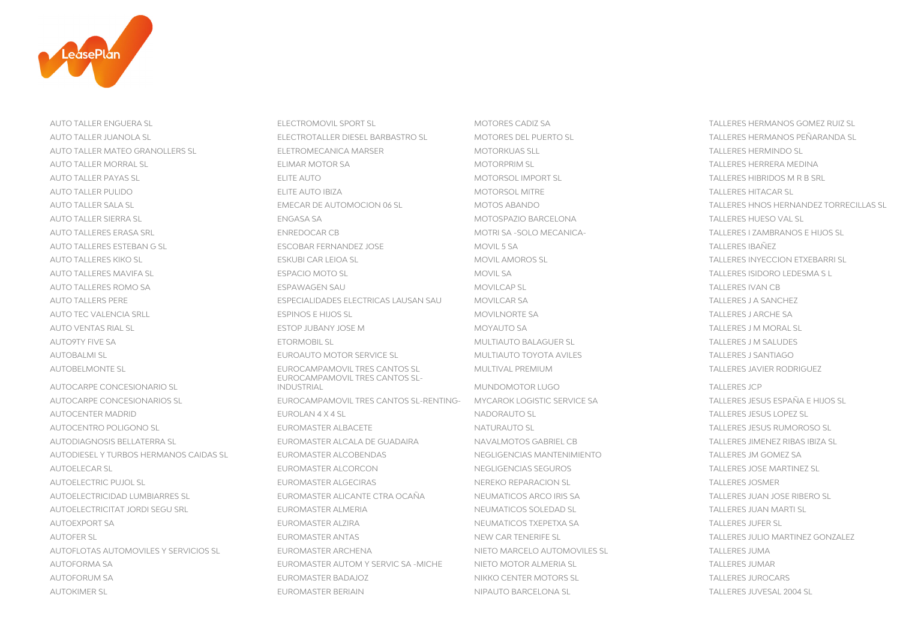AUTO TALLER ENGUERA SL
AUTO TALLER JUANOLA SL
AUTO TALLER MATEO GRANOLLERS SL
AUTO TALLER MORRAL SL
AUTO TALLER PAYAS SL
AUTO TALLER PULIDO
AUTO TALLER SALA SL
AUTO TALLER SIERRA SL
AUTO TALLERES ERASA SRL
AUTO TALLERES ESTEBAN G SL
AUTO TALLERES KIKO SL
AUTO TALLERES MAVIFA SL
AUTO TALLERES ROMO SA
AUTO TALLERS PERE
AUTO TEC VALENCIA SRLL
AUTO VENTAS RIAL SL
AUTO9TY FIVE SA
AUTOBALMI SL
AUTOBELMONTE SL
AUTOCARPE CONCESIONARIO SL
AUTOCARPE CONCESIONARIOS SL
AUTOCENTER MADRID
AUTOCENTRO POLIGONO SL
AUTODIAGNOSIS BELLATERRA SL
AUTODIESEL Y TURBOS HERMANOS CAIDAS SL
AUTOELECAR SL
AUTOELECTRIC PUJOL SL
AUTOELECTRICIDAD LUMBIARRES SL
AUTOELECTRICITAT JORDI SEGU SRL
AUTOEXPORT SA
AUTOFER SL
AUTOFLOTAS AUTOMOVILES Y SERVICIOS SL
AUTOFORMA SA
AUTOFORUM SA
AUTOKIMER SL

ELECTROMOVIL SPORT SL
ELECTROTALLER DIESEL BARBASTRO SL
ELETROMECANICA MARSER
ELIMAR MOTOR SA
ELITE AUTO
ELITE AUTO IBIZA
EMECAR DE AUTOMOCION 06 SL
ENGASA SA
ENREDOCAR CB
ESCOBAR FERNANDEZ JOSE
ESKUBI CAR LEIOA SL
ESPACIO MOTO SL
ESPAWAGEN SAU
ESPECIALIDADES ELECTRICAS LAUSAN SAU
ESPINOS E HIJOS SL
ESTOP JUBANY JOSE M
ETORMOBIL SL
EUROAUTO MOTOR SERVICE SL
EUROCAMPAMOVIL TRES CANTOS SL
EUROCAMPAMOVIL TRES CANTOS SL-INDUSTRIAL
EUROCAMPAMOVIL TRES CANTOS SL-RENTING-
EUROLAN 4 X 4 SL
EUROMASTER ALBACETE
EUROMASTER ALCALA DE GUADAIRA
EUROMASTER ALCOBENDAS
EUROMASTER ALCORCON
EUROMASTER ALGECIRAS
EUROMASTER ALICANTE CTRA OCAÑA
EUROMASTER ALMERIA
EUROMASTER ALZIRA
EUROMASTER ANTAS
EUROMASTER ARCHENA
EUROMASTER AUTOM Y SERVIC SA -MICHE
EUROMASTER BADAJOZ
EUROMASTER BERIAIN

MOTORES CADIZ SA
MOTORES DEL PUERTO SL
MOTORKUAS SLL
MOTORPRIM SL
MOTORSOL IMPORT SL
MOTORSOL MITRE
MOTOS ABANDO
MOTOSPAZIO BARCELONA
MOTRI SA -SOLO MECANICA-
MOVIL 5 SA
MOVIL AMOROS SL
MOVIL SA
MOVILCAP SL
MOVILCAR SA
MOVILNORTE SA
MOYAUTO SA
MULTIAUTO BALAGUER SL
MULTIAUTO TOYOTA AVILES
MULTIVAL PREMIUM
MUNDOMOTOR LUGO
MYCAROK LOGISTIC SERVICE SA
NADORAUTO SL
NATURAUTO SL
NAVALMOTOS GABRIEL CB
NEGLIGENCIAS MANTENIMIENTO
NEGLIGENCIAS SEGUROS
NEREKO REPARACION SL
NEUMATICOS ARCO IRIS SA
NEUMATICOS SOLEDAD SL
NEUMATICOS TXEPETXA SA
NEW CAR TENERIFE SL
NIETO MARCELO AUTOMOVILES SL
NIETO MOTOR ALMERIA SL
NIKKO CENTER MOTORS SL
NIPAUTO BARCELONA SL

TALLERES HERMANOS GOMEZ RUIZ SL
TALLERES HERMANOS PEÑARANDA SL
TALLERES HERMINDO SL
TALLERES HERRERA MEDINA
TALLERES HIBRIDOS M R B SRL
TALLERES HITACAR SL
TALLERES HNOS HERNANDEZ TORRECILLAS SL
TALLERES HUESO VAL SL
TALLERES I ZAMBRANOS E HIJOS SL
TALLERES IBAÑEZ
TALLERES INYECCION ETXEBARRI SL
TALLERES ISIDORO LEDESMA S L
TALLERES IVAN CB
TALLERES J A SANCHEZ
TALLERES J ARCHE SA
TALLERES J M MORAL SL
TALLERES J M SALUDES
TALLERES J SANTIAGO
TALLERES JAVIER RODRIGUEZ
TALLERES JCP
TALLERES JESUS ESPAÑA E HIJOS SL
TALLERES JESUS LOPEZ SL
TALLERES JESUS RUMOROSO SL
TALLERES JIMENEZ RIBAS IBIZA SL
TALLERES JM GOMEZ SA
TALLERES JOSE MARTINEZ SL
TALLERES JOSMER
TALLERES JUAN JOSE RIBERO SL
TALLERES JUAN MARTI SL
TALLERES JUFER SL
TALLERES JULIO MARTINEZ GONZALEZ
TALLERES JUMA
TALLERES JUMAR
TALLERES JUROCARS
TALLERES JUVESAL 2004 SL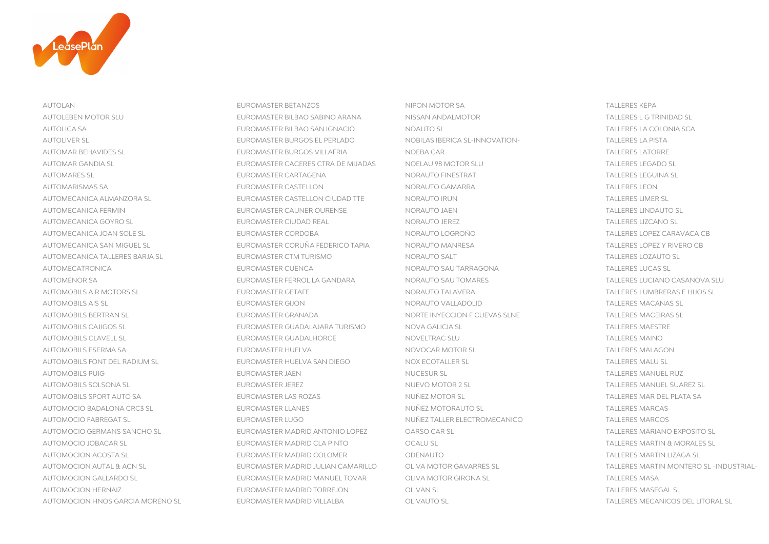AUTOLAN
AUTOLEBEN MOTOR SLU
AUTOLICA SA
AUTOLIVER SL
AUTOMAR BEHAVIDES SL
AUTOMAR GANDIA SL
AUTOMARES SL
AUTOMARISMAS SA
AUTOMECANICA ALMANZORA SL
AUTOMECANICA FERMIN
AUTOMECANICA GOYRO SL
AUTOMECANICA JOAN SOLE SL
AUTOMECANICA SAN MIGUEL SL
AUTOMECANICA TALLERES BARJA SL
AUTOMECATRONICA
AUTOMENOR SA
AUTOMOBILS A R MOTORS SL
AUTOMOBILS AIS SL
AUTOMOBILS BERTRAN SL
AUTOMOBILS CAJIGOS SL
AUTOMOBILS CLAVELL SL
AUTOMOBILS ESERMA SA
AUTOMOBILS FONT DEL RADIUM SL
AUTOMOBILS PUIG
AUTOMOBILS SOLSONA SL
AUTOMOBILS SPORT AUTO SA
AUTOMOCIO BADALONA CRC3 SL
AUTOMOCIO FABREGAT SL
AUTOMOCIO GERMANS SANCHO SL
AUTOMOCIO JOBACAR SL
AUTOMOCION ACOSTA SL
AUTOMOCION AUTAL & ACN SL
AUTOMOCION GALLARDO SL
AUTOMOCION HERNAIZ
AUTOMOCION HNOS GARCIA MORENO SL

EUROMASTER BETANZOS
EUROMASTER BILBAO SABINO ARANA
EUROMASTER BILBAO SAN IGNACIO
EUROMASTER BURGOS EL PERLADO
EUROMASTER BURGOS VILLAFRIA
EUROMASTER CACERES CTRA DE MIJADAS
EUROMASTER CARTAGENA
EUROMASTER CASTELLON
EUROMASTER CASTELLON CIUDAD TTE
EUROMASTER CAUNER OURENSE
EUROMASTER CIUDAD REAL
EUROMASTER CORDOBA
EUROMASTER CORUÑA FEDERICO TAPIA
EUROMASTER CTM TURISMO
EUROMASTER CUENCA
EUROMASTER FERROL LA GANDARA
EUROMASTER GETAFE
EUROMASTER GIJON
EUROMASTER GRANADA
EUROMASTER GUADALAJARA TURISMO
EUROMASTER GUADALHORCE
EUROMASTER HUELVA
EUROMASTER HUELVA SAN DIEGO
EUROMASTER JAEN
EUROMASTER JEREZ
EUROMASTER LAS ROZAS
EUROMASTER LLANES
EUROMASTER LUGO
EUROMASTER MADRID ANTONIO LOPEZ
EUROMASTER MADRID CLA PINTO
EUROMASTER MADRID COLOMER
EUROMASTER MADRID JULIAN CAMARILLO
EUROMASTER MADRID MANUEL TOVAR
EUROMASTER MADRID TORREJON
EUROMASTER MADRID VILLALBA

NIPON MOTOR SA
NISSAN ANDALMOTOR
NOAUTO SL
NOBILAS IBERICA SL-INNOVATION-
NOEBA CAR
NOELAU 98 MOTOR SLU
NORAUTO FINESTRAT
NORAUTO GAMARRA
NORAUTO IRUN
NORAUTO JAEN
NORAUTO JEREZ
NORAUTO LOGROÑO
NORAUTO MANRESA
NORAUTO SALT
NORAUTO SAU TARRAGONA
NORAUTO SAU TOMARES
NORAUTO TALAVERA
NORAUTO VALLADOLID
NORTE INYECCION F CUEVAS SLNE
NOVA GALICIA SL
NOVELTRAC SLU
NOVOCAR MOTOR SL
NOX ECOTALLER SL
NUCESUR SL
NUEVO MOTOR 2 SL
NUÑEZ MOTOR SL
NUÑEZ MOTORAUTO SL
NUÑEZ TALLER ELECTROMECANICO
OARSO CAR SL
OCALU SL
ODENAUTO
OLIVA MOTOR GAVARRES SL
OLIVA MOTOR GIRONA SL
OLIVAN SL
OLIVAUTO SL

TALLERES KEPA
TALLERES L G TRINIDAD SL
TALLERES LA COLONIA SCA
TALLERES LA PISTA
TALLERES LATORRE
TALLERES LEGADO SL
TALLERES LEGUINA SL
TALLERES LEON
TALLERES LIMER SL
TALLERES LINDAUTO SL
TALLERES LIZCANO SL
TALLERES LOPEZ CARAVACA CB
TALLERES LOPEZ Y RIVERO CB
TALLERES LOZAUTO SL
TALLERES LUCAS SL
TALLERES LUCIANO CASANOVA SLU
TALLERES LUMBRERAS E HIJOS SL
TALLERES MACANAS SL
TALLERES MACEIRAS SL
TALLERES MAESTRE
TALLERES MAINO
TALLERES MALAGON
TALLERES MALU SL
TALLERES MANUEL RUZ
TALLERES MANUEL SUAREZ SL
TALLERES MAR DEL PLATA SA
TALLERES MARCAS
TALLERES MARCOS
TALLERES MARIANO EXPOSITO SL
TALLERES MARTIN & MORALES SL
TALLERES MARTIN LIZAGA SL
TALLERES MARTIN MONTERO SL -INDUSTRIAL-
TALLERES MASA
TALLERES MASEGAL SL
TALLERES MECANICOS DEL LITORAL SL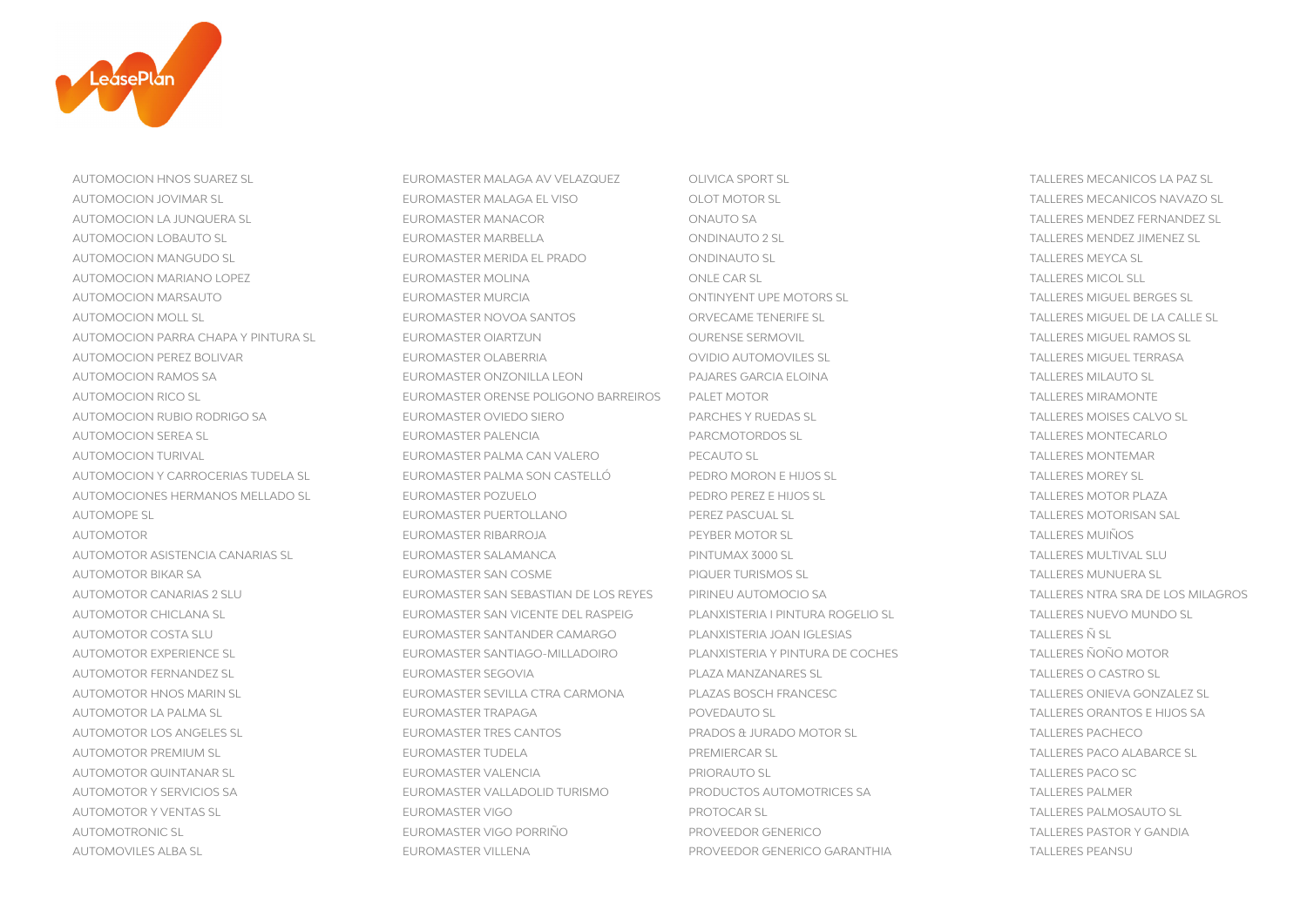AUTOMOCION HNOS SUAREZ SL
AUTOMOCION JOVIMAR SL
AUTOMOCION LA JUNQUERA SL
AUTOMOCION LOBAUTO SL
AUTOMOCION MANGUDO SL
AUTOMOCION MARIANO LOPEZ
AUTOMOCION MARSAUTO
AUTOMOCION MOLL SL
AUTOMOCION PARRA CHAPA Y PINTURA SL
AUTOMOCION PEREZ BOLIVAR
AUTOMOCION RAMOS SA
AUTOMOCION RICO SL
AUTOMOCION RUBIO RODRIGO SA
AUTOMOCION SEREA SL
AUTOMOCION TURIVAL
AUTOMOCION Y CARROCERIAS TUDELA SL
AUTOMOCIONES HERMANOS MELLADO SL
AUTOMOPE SL
AUTOMOTOR
AUTOMOTOR ASISTENCIA CANARIAS SL
AUTOMOTOR BIKAR SA
AUTOMOTOR CANARIAS 2 SLU
AUTOMOTOR CHICLANA SL
AUTOMOTOR COSTA SLU
AUTOMOTOR EXPERIENCE SL
AUTOMOTOR FERNANDEZ SL
AUTOMOTOR HNOS MARIN SL
AUTOMOTOR LA PALMA SL
AUTOMOTOR LOS ANGELES SL
AUTOMOTOR PREMIUM SL
AUTOMOTOR QUINTANAR SL
AUTOMOTOR Y SERVICIOS SA
AUTOMOTOR Y VENTAS SL
AUTOMOTRONIC SL
AUTOMOVILES ALBA SL

EUROMASTER MALAGA AV VELAZQUEZ
EUROMASTER MALAGA EL VISO
EUROMASTER MANACOR
EUROMASTER MARBELLA
EUROMASTER MERIDA EL PRADO
EUROMASTER MOLINA
EUROMASTER MURCIA
EUROMASTER NOVOA SANTOS
EUROMASTER OIARTZUN
EUROMASTER OLABERRIA
EUROMASTER ONZONILLA LEON
EUROMASTER ORENSE POLIGONO BARREIROS
EUROMASTER OVIEDO SIERO
EUROMASTER PALENCIA
EUROMASTER PALMA CAN VALERO
EUROMASTER PALMA SON CASTELLÓ
EUROMASTER POZUELO
EUROMASTER PUERTOLLANO
EUROMASTER RIBARROJA
EUROMASTER SALAMANCA
EUROMASTER SAN COSME
EUROMASTER SAN SEBASTIAN DE LOS REYES
EUROMASTER SAN VICENTE DEL RASPEIG
EUROMASTER SANTANDER CAMARGO
EUROMASTER SANTIAGO-MILLADOIRO
EUROMASTER SEGOVIA
EUROMASTER SEVILLA CTRA CARMONA
EUROMASTER TRAPAGA
EUROMASTER TRES CANTOS
EUROMASTER TUDELA
EUROMASTER VALENCIA
EUROMASTER VALLADOLID TURISMO
EUROMASTER VIGO
EUROMASTER VIGO PORRIÑO
EUROMASTER VILLENA

OLIVICA SPORT SL
OLOT MOTOR SL
ONAUTO SA
ONDINAUTO 2 SL
ONDINAUTO SL
ONLE CAR SL
ONTINYENT UPE MOTORS SL
ORVECAME TENERIFE SL
OURENSE SERMOVIL
OVIDIO AUTOMOVILES SL
PAJARES GARCIA ELOINA
PALET MOTOR
PARCHES Y RUEDAS SL
PARCMOTORDOS SL
PECAUTO SL
PEDRO MORON E HIJOS SL
PEDRO PEREZ E HIJOS SL
PEREZ PASCUAL SL
PEYBER MOTOR SL
PINTUMAX 3000 SL
PIQUER TURISMOS SL
PIRINEU AUTOMOCIO SA
PLANXISTERIA I PINTURA ROGELIO SL
PLANXISTERIA JOAN IGLESIAS
PLANXISTERIA Y PINTURA DE COCHES
PLAZA MANZANARES SL
PLAZAS BOSCH FRANCESC
POVEDAUTO SL
PRADOS & JURADO MOTOR SL
PREMIERCAR SL
PRIORAUTO SL
PRODUCTOS AUTOMOTRICES SA
PROTOCAR SL
PROVEEDOR GENERICO
PROVEEDOR GENERICO GARANTHIA

TALLERES MECANICOS LA PAZ SL
TALLERES MECANICOS NAVAZO SL
TALLERES MENDEZ FERNANDEZ SL
TALLERES MENDEZ JIMENEZ SL
TALLERES MEYCA SL
TALLERES MICOL SLL
TALLERES MIGUEL BERGES SL
TALLERES MIGUEL DE LA CALLE SL
TALLERES MIGUEL RAMOS SL
TALLERES MIGUEL TERRASA
TALLERES MILAUTO SL
TALLERES MIRAMONTE
TALLERES MOISES CALVO SL
TALLERES MONTECARLO
TALLERES MONTEMAR
TALLERES MOREY SL
TALLERES MOTOR PLAZA
TALLERES MOTORISAN SAL
TALLERES MUIÑOS
TALLERES MULTIVAL SLU
TALLERES MUNUERA SL
TALLERES NTRA SRA DE LOS MILAGROS
TALLERES NUEVO MUNDO SL
TALLERES Ñ SL
TALLERES ÑOÑO MOTOR
TALLERES O CASTRO SL
TALLERES ONIEVA GONZALEZ SL
TALLERES ORANTOS E HIJOS SA
TALLERES PACHECO
TALLERES PACO ALABARCE SL
TALLERES PACO SC
TALLERES PALMER
TALLERES PALMOSAUTO SL
TALLERES PASTOR Y GANDIA
TALLERES PEANSU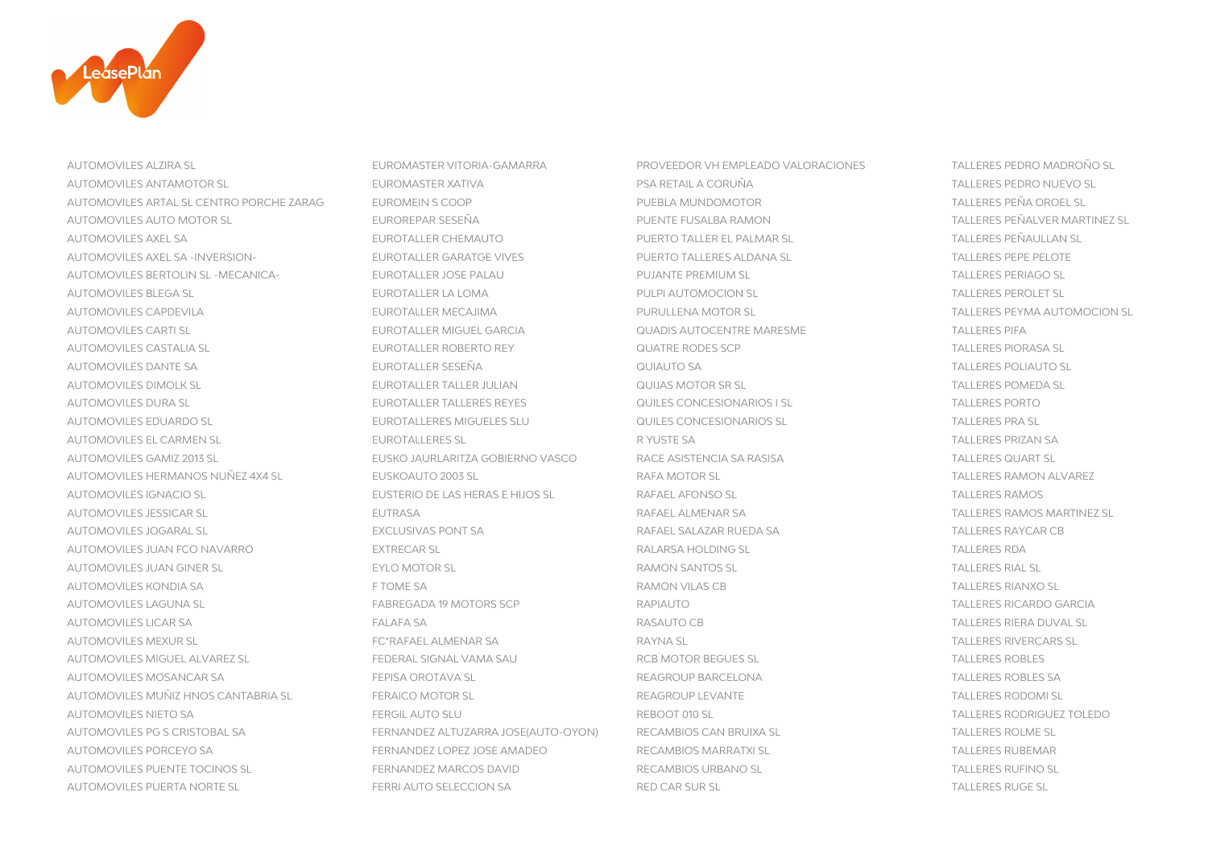AUTOMOVILES ALZIRA SL
AUTOMOVILES ANTAMOTOR SL
AUTOMOVILES ARTAL SL CENTRO PORCHE ZARAG
AUTOMOVILES AUTO MOTOR SL
AUTOMOVILES AXEL SA
AUTOMOVILES AXEL SA -INVERSION-
AUTOMOVILES BERTOLIN SL -MECANICA-
AUTOMOVILES BLEGA SL
AUTOMOVILES CAPDEVILA
AUTOMOVILES CARTI SL
AUTOMOVILES CASTALIA SL
AUTOMOVILES DANTE SA
AUTOMOVILES DIMOLK SL
AUTOMOVILES DURA SL
AUTOMOVILES EDUARDO SL
AUTOMOVILES EL CARMEN SL
AUTOMOVILES GAMIZ 2013 SL
AUTOMOVILES HERMANOS NUÑEZ 4X4 SL
AUTOMOVILES IGNACIO SL
AUTOMOVILES JESSICAR SL
AUTOMOVILES JOGARAL SL
AUTOMOVILES JUAN FCO NAVARRO
AUTOMOVILES JUAN GINER SL
AUTOMOVILES KONDIA SA
AUTOMOVILES LAGUNA SL
AUTOMOVILES LICAR SA
AUTOMOVILES MEXUR SL
AUTOMOVILES MIGUEL ALVAREZ SL
AUTOMOVILES MOSANCAR SA
AUTOMOVILES MUÑIZ HNOS CANTABRIA SL
AUTOMOVILES NIETO SA
AUTOMOVILES PG S CRISTOBAL SA
AUTOMOVILES PORCEYO SA
AUTOMOVILES PUENTE TOCINOS SL
AUTOMOVILES PUERTA NORTE SL

EUROMASTER VITORIA-GAMARRA
EUROMASTER XATIVA
EUROMEIN S COOP
EUROREPAR SESEÑA
EUROTALLER CHEMAUTO
EUROTALLER GARATGE VIVES
EUROTALLER JOSE PALAU
EUROTALLER LA LOMA
EUROTALLER MECAJIMA
EUROTALLER MIGUEL GARCIA
EUROTALLER ROBERTO REY
EUROTALLER SESEÑA
EUROTALLER TALLER JULIAN
EUROTALLER TALLERES REYES
EUROTALLERES MIGUELES SLU
EUROTALLERES SL
EUSKO JAURLARITZA GOBIERNO VASCO
EUSKOAUTO 2003 SL
EUSTERIO DE LAS HERAS E HIJOS SL
EUTRASA
EXCLUSIVAS PONT SA
EXTRECAR SL
EYLO MOTOR SL
F TOME SA
FABREGADA 19 MOTORS SCP
FALAFA SA
FC*RAFAEL ALMENAR SA
FEDERAL SIGNAL VAMA SAU
FEPISA OROTAVA SL
FERAICO MOTOR SL
FERGIL AUTO SLU
FERNANDEZ ALTUZARRA JOSE(AUTO-OYON)
FERNANDEZ LOPEZ JOSE AMADEO
FERNANDEZ MARCOS DAVID
FERRI AUTO SELECCION SA

PROVEEDOR VH EMPLEADO VALORACIONES
PSA RETAIL A CORUÑA
PUEBLA MUNDOMOTOR
PUENTE FUSALBA RAMON
PUERTO TALLER EL PALMAR SL
PUERTO TALLERES ALDANA SL
PUJANTE PREMIUM SL
PULPI AUTOMOCION SL
PURULLENA MOTOR SL
QUADIS AUTOCENTRE MARESME
QUATRE RODES SCP
QUIAUTO SA
QUIJAS MOTOR SR SL
QUILES CONCESIONARIOS I SL
QUILES CONCESIONARIOS SL
R YUSTE SA
RACE ASISTENCIA SA RASISA
RAFA MOTOR SL
RAFAEL AFONSO SL
RAFAEL ALMENAR SA
RAFAEL SALAZAR RUEDA SA
RALARSA HOLDING SL
RAMON SANTOS SL
RAMON VILAS CB
RAPIAUTO
RASAUTO CB
RAYNA SL
RCB MOTOR BEGUES SL
REAGROUP BARCELONA
REAGROUP LEVANTE
REBOOT 010 SL
RECAMBIOS CAN BRUIXA SL
RECAMBIOS MARRATXI SL
RECAMBIOS URBANO SL
RED CAR SUR SL

TALLERES PEDRO MADROÑO SL
TALLERES PEDRO NUEVO SL
TALLERES PEÑA OROEL SL
TALLERES PEÑALVER MARTINEZ SL
TALLERES PEÑAULLAN SL
TALLERES PEPE PELOTE
TALLERES PERIAGO SL
TALLERES PEROLET SL
TALLERES PEYMA AUTOMOCION SL
TALLERES PIFA
TALLERES PIORASA SL
TALLERES POLIAUTO SL
TALLERES POMEDA SL
TALLERES PORTO
TALLERES PRA SL
TALLERES PRIZAN SA
TALLERES QUART SL
TALLERES RAMON ALVAREZ
TALLERES RAMOS
TALLERES RAMOS MARTINEZ SL
TALLERES RAYCAR CB
TALLERES RDA
TALLERES RIAL SL
TALLERES RIANXO SL
TALLERES RICARDO GARCIA
TALLERES RIERA DUVAL SL
TALLERES RIVERCARS SL
TALLERES ROBLES
TALLERES ROBLES SA
TALLERES RODOMI SL
TALLERES RODRIGUEZ TOLEDO
TALLERES ROLME SL
TALLERES RUBEMAR
TALLERES RUFINO SL
TALLERES RUGE SL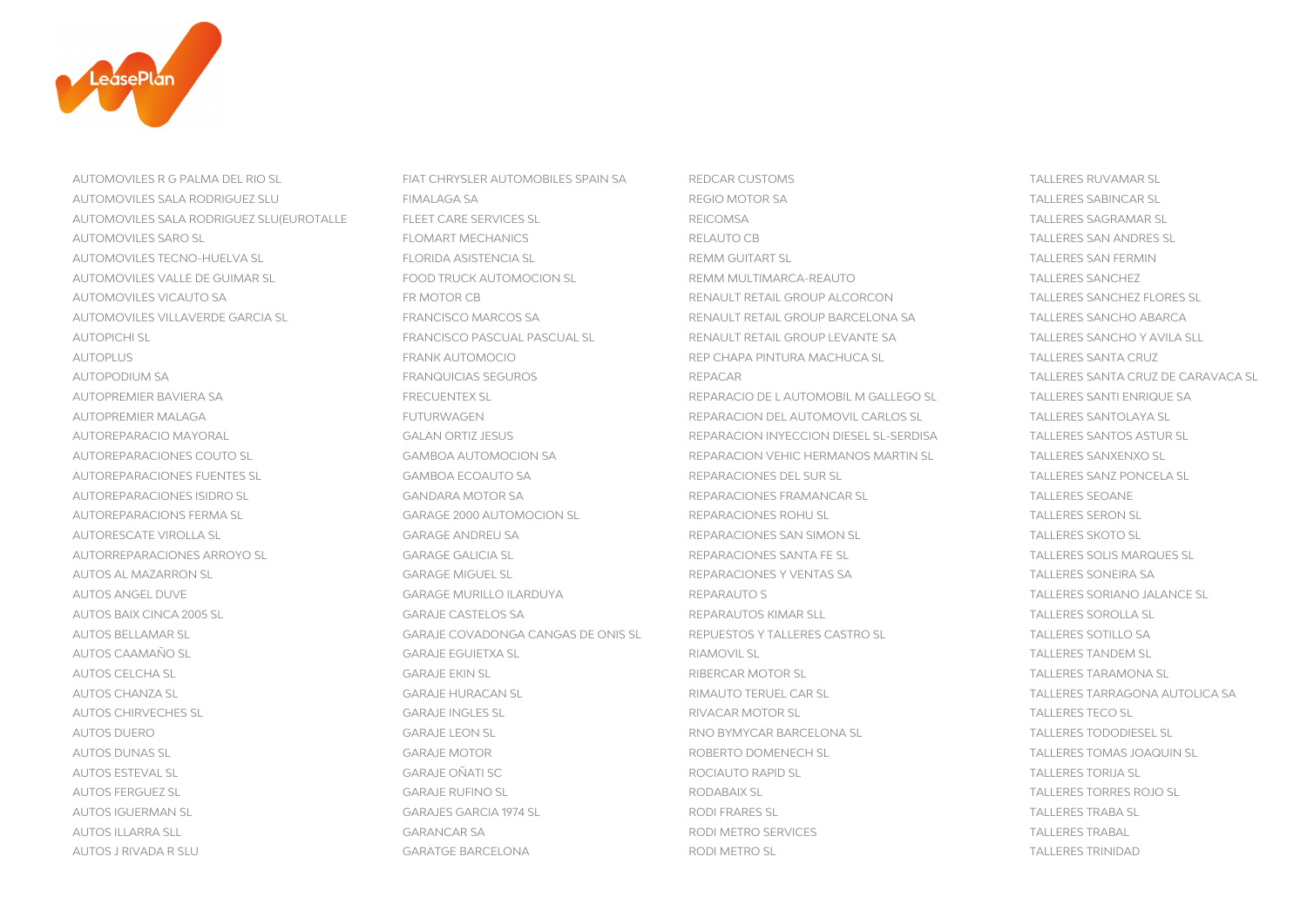AUTOMOVILES R G PALMA DEL RIO SL
AUTOMOVILES SALA RODRIGUEZ SLU
AUTOMOVILES SALA RODRIGUEZ SLU(EUROTALLE
AUTOMOVILES SARO SL
AUTOMOVILES TECNO-HUELVA SL
AUTOMOVILES VALLE DE GUIMAR SL
AUTOMOVILES VICAUTO SA
AUTOMOVILES VILLAVERDE GARCIA SL
AUTOPICHI SL
AUTOPLUS
AUTOPODIUM SA
AUTOPREMIER BAVIERA SA
AUTOPREMIER MALAGA
AUTOREPARACIO MAYORAL
AUTOREPARACIONES COUTO SL
AUTOREPARACIONES FUENTES SL
AUTOREPARACIONES ISIDRO SL
AUTOREPARACIONS FERMA SL
AUTORESCATE VIROLLA SL
AUTORREPARACIONES ARROYO SL
AUTOS AL MAZARRON SL
AUTOS ANGEL DUVE
AUTOS BAIX CINCA 2005 SL
AUTOS BELLAMAR SL
AUTOS CAAMAÑO SL
AUTOS CELCHA SL
AUTOS CHANZA SL
AUTOS CHIRVECHES SL
AUTOS DUERO
AUTOS DUNAS SL
AUTOS ESTEVAL SL
AUTOS FERGUEZ SL
AUTOS IGUERMAN SL
AUTOS ILLARRA SLL
AUTOS J RIVADA R SLU

FIAT CHRYSLER AUTOMOBILES SPAIN SA
FIMALAGA SA
FLEET CARE SERVICES SL
FLOMART MECHANICS
FLORIDA ASISTENCIA SL
FOOD TRUCK AUTOMOCION SL
FR MOTOR CB
FRANCISCO MARCOS SA
FRANCISCO PASCUAL PASCUAL SL
FRANK AUTOMOCIO
FRANQUICIAS SEGUROS
FRECUENTEX SL
FUTURWAGEN
GALAN ORTIZ JESUS
GAMBOA AUTOMOCION SA
GAMBOA ECOAUTO SA
GANDARA MOTOR SA
GARAGE 2000 AUTOMOCION SL
GARAGE ANDREU SA
GARAGE GALICIA SL
GARAGE MIGUEL SL
GARAGE MURILLO ILARDUYA
GARAJE CASTELOS SA
GARAJE COVADONGA CANGAS DE ONIS SL
GARAJE EGUIETXA SL
GARAJE EKIN SL
GARAJE HURACAN SL
GARAJE INGLES SL
GARAJE LEON SL
GARAJE MOTOR
GARAJE OÑATI SC
GARAJE RUFINO SL
GARAJES GARCIA 1974 SL
GARANCAR SA
GARATGE BARCELONA

REDCAR CUSTOMS
REGIO MOTOR SA
REICOMSA
RELAUTO CB
REMM GUITART SL
REMM MULTIMARCA-REAUTO
RENAULT RETAIL GROUP ALCORCON
RENAULT RETAIL GROUP BARCELONA SA
RENAULT RETAIL GROUP LEVANTE SA
REP CHAPA PINTURA MACHUCA SL
REPACAR
REPARACIO DE L AUTOMOBIL M GALLEGO SL
REPARACION DEL AUTOMOVIL CARLOS SL
REPARACION INYECCION DIESEL SL-SERDISA
REPARACION VEHIC HERMANOS MARTIN SL
REPARACIONES DEL SUR SL
REPARACIONES FRAMANCAR SL
REPARACIONES ROHU SL
REPARACIONES SAN SIMON SL
REPARACIONES SANTA FE SL
REPARACIONES Y VENTAS SA
REPARAUTO S
REPARAUTOS KIMAR SLL
REPUESTOS Y TALLERES CASTRO SL
RIAMOVIL SL
RIBERCAR MOTOR SL
RIMAUTO TERUEL CAR SL
RIVACAR MOTOR SL
RNO BYMYCAR BARCELONA SL
ROBERTO DOMENECH SL
ROCIAUTO RAPID SL
RODABAIX SL
RODI FRARES SL
RODI METRO SERVICES
RODI METRO SL

TALLERES RUVAMAR SL
TALLERES SABINCAR SL
TALLERES SAGRAMAR SL
TALLERES SAN ANDRES SL
TALLERES SAN FERMIN
TALLERES SANCHEZ
TALLERES SANCHEZ FLORES SL
TALLERES SANCHO ABARCA
TALLERES SANCHO Y AVILA SLL
TALLERES SANTA CRUZ
TALLERES SANTA CRUZ DE CARAVACA SL
TALLERES SANTI ENRIQUE SA
TALLERES SANTOLAYA SL
TALLERES SANTOS ASTUR SL
TALLERES SANXENXO SL
TALLERES SANZ PONCELA SL
TALLERES SEOANE
TALLERES SERON SL
TALLERES SKOTO SL
TALLERES SOLIS MARQUES SL
TALLERES SONEIRA SA
TALLERES SORIANO JALANCE SL
TALLERES SOROLLA SL
TALLERES SOTILLO SA
TALLERES TANDEM SL
TALLERES TARAMONA SL
TALLERES TARRAGONA AUTOLICA SA
TALLERES TECO SL
TALLERES TODODIESEL SL
TALLERES TOMAS JOAQUIN SL
TALLERES TORIJA SL
TALLERES TORRES ROJO SL
TALLERES TRABA SL
TALLERES TRABAL
TALLERES TRINIDAD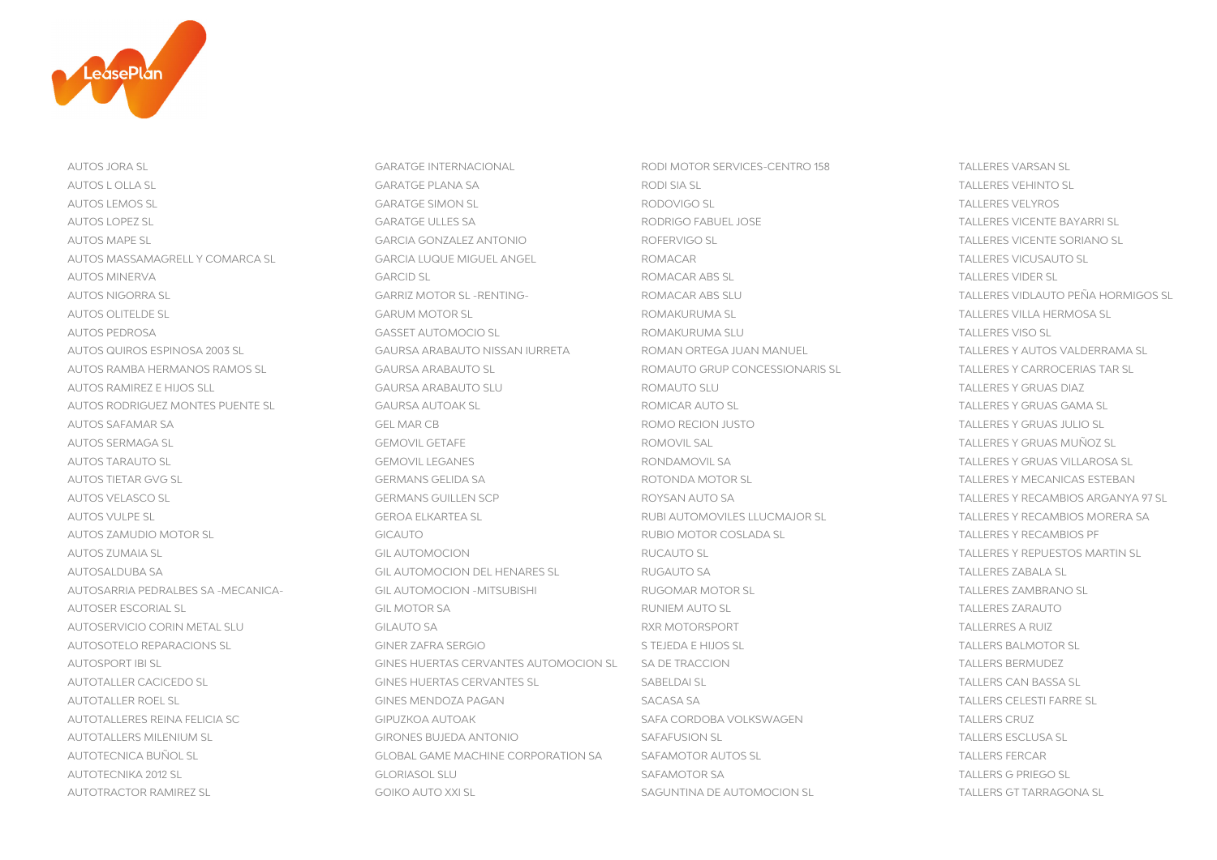AUTOS JORA SL
AUTOS L OLLA SL
AUTOS LEMOS SL
AUTOS LOPEZ SL
AUTOS MAPE SL
AUTOS MASSAMAGRELL Y COMARCA SL
AUTOS MINERVA
AUTOS NIGORRA SL
AUTOS OLITELDE SL
AUTOS PEDROSA
AUTOS QUIROS ESPINOSA 2003 SL
AUTOS RAMBA HERMANOS RAMOS SL
AUTOS RAMIREZ E HIJOS SLL
AUTOS RODRIGUEZ MONTES PUENTE SL
AUTOS SAFAMAR SA
AUTOS SERMAGA SL
AUTOS TARAUTO SL
AUTOS TIETAR GVG SL
AUTOS VELASCO SL
AUTOS VULPE SL
AUTOS ZAMUDIO MOTOR SL
AUTOS ZUMAIA SL
AUTOSALDUBA SA
AUTOSARRIA PEDRALBES SA -MECANICA-
AUTOSER ESCORIAL SL
AUTOSERVICIO CORIN METAL SLU
AUTOSOTELO REPARACIONS SL
AUTOSPORT IBI SL
AUTOTALLER CACICEDO SL
AUTOTALLER ROEL SL
AUTOTALLERES REINA FELICIA SC
AUTOTALLERS MILENIUM SL
AUTOTECNICA BUÑOL SL
AUTOTECNIKA 2012 SL
AUTOTRACTOR RAMIREZ SL

GARATGE INTERNACIONAL
GARATGE PLANA SA
GARATGE SIMON SL
GARATGE ULLES SA
GARCIA GONZALEZ ANTONIO
GARCIA LUQUE MIGUEL ANGEL
GARCID SL
GARRIZ MOTOR SL -RENTING-
GARUM MOTOR SL
GASSET AUTOMOCIO SL
GAURSA ARABAUTO NISSAN IURRETA
GAURSA ARABAUTO SL
GAURSA ARABAUTO SLU
GAURSA AUTOAK SL
GEL MAR CB
GEMOVIL GETAFE
GEMOVIL LEGANES
GERMANS GELIDA SA
GERMANS GUILLEN SCP
GEROA ELKARTEA SL
GICAUTO
GIL AUTOMOCION
GIL AUTOMOCION DEL HENARES SL
GIL AUTOMOCION -MITSUBISHI
GIL MOTOR SA
GILAUTO SA
GINER ZAFRA SERGIO
GINES HUERTAS CERVANTES AUTOMOCION SL
GINES HUERTAS CERVANTES SL
GINES MENDOZA PAGAN
GIPUZKOA AUTOAK
GIRONES BUJEDA ANTONIO
GLOBAL GAME MACHINE CORPORATION SA
GLORIASOL SLU
GOIKO AUTO XXI SL

RODI MOTOR SERVICES-CENTRO 158
RODI SIA SL
RODOVIGO SL
RODRIGO FABUEL JOSE
ROFERVIGO SL
ROMACAR
ROMACAR ABS SL
ROMACAR ABS SLU
ROMAKURUMA SL
ROMAKURUMA SLU
ROMAN ORTEGA JUAN MANUEL
ROMAUTO GRUP CONCESSIONARIS SL
ROMAUTO SLU
ROMICAR AUTO SL
ROMO RECION JUSTO
ROMOVIL SAL
RONDAMOVIL SA
ROTONDA MOTOR SL
ROYSAN AUTO SA
RUBI AUTOMOVILES LLUCMAJOR SL
RUBIO MOTOR COSLADA SL
RUCAUTO SL
RUGAUTO SA
RUGOMAR MOTOR SL
RUNIEM AUTO SL
RXR MOTORSPORT
S TEJEDA E HIJOS SL
SA DE TRACCION
SABELDAI SL
SACASA SA
SAFA CORDOBA VOLKSWAGEN
SAFAFUSION SL
SAFAMOTOR AUTOS SL
SAFAMOTOR SA
SAGUNTINA DE AUTOMOCION SL

TALLERES VARSAN SL
TALLERES VEHINTO SL
TALLERES VELYROS
TALLERES VICENTE BAYARRI SL
TALLERES VICENTE SORIANO SL
TALLERES VICUSAUTO SL
TALLERES VIDER SL
TALLERES VIDLAUTO PEÑA HORMIGOS SL
TALLERES VILLA HERMOSA SL
TALLERES VISO SL
TALLERES Y AUTOS VALDERRAMA SL
TALLERES Y CARROCERIAS TAR SL
TALLERES Y GRUAS DIAZ
TALLERES Y GRUAS GAMA SL
TALLERES Y GRUAS JULIO SL
TALLERES Y GRUAS MUÑOZ SL
TALLERES Y GRUAS VILLAROSA SL
TALLERES Y MECANICAS ESTEBAN
TALLERES Y RECAMBIOS ARGANYA 97 SL
TALLERES Y RECAMBIOS MORERA SA
TALLERES Y RECAMBIOS PF
TALLERES Y REPUESTOS MARTIN SL
TALLERES ZABALA SL
TALLERES ZAMBRANO SL
TALLERES ZARAUTO
TALLERRES A RUIZ
TALLERS BALMOTOR SL
TALLERS BERMUDEZ
TALLERS CAN BASSA SL
TALLERS CELESTI FARRE SL
TALLERS CRUZ
TALLERS ESCLUSA SL
TALLERS FERCAR
TALLERS G PRIEGO SL
TALLERS GT TARRAGONA SL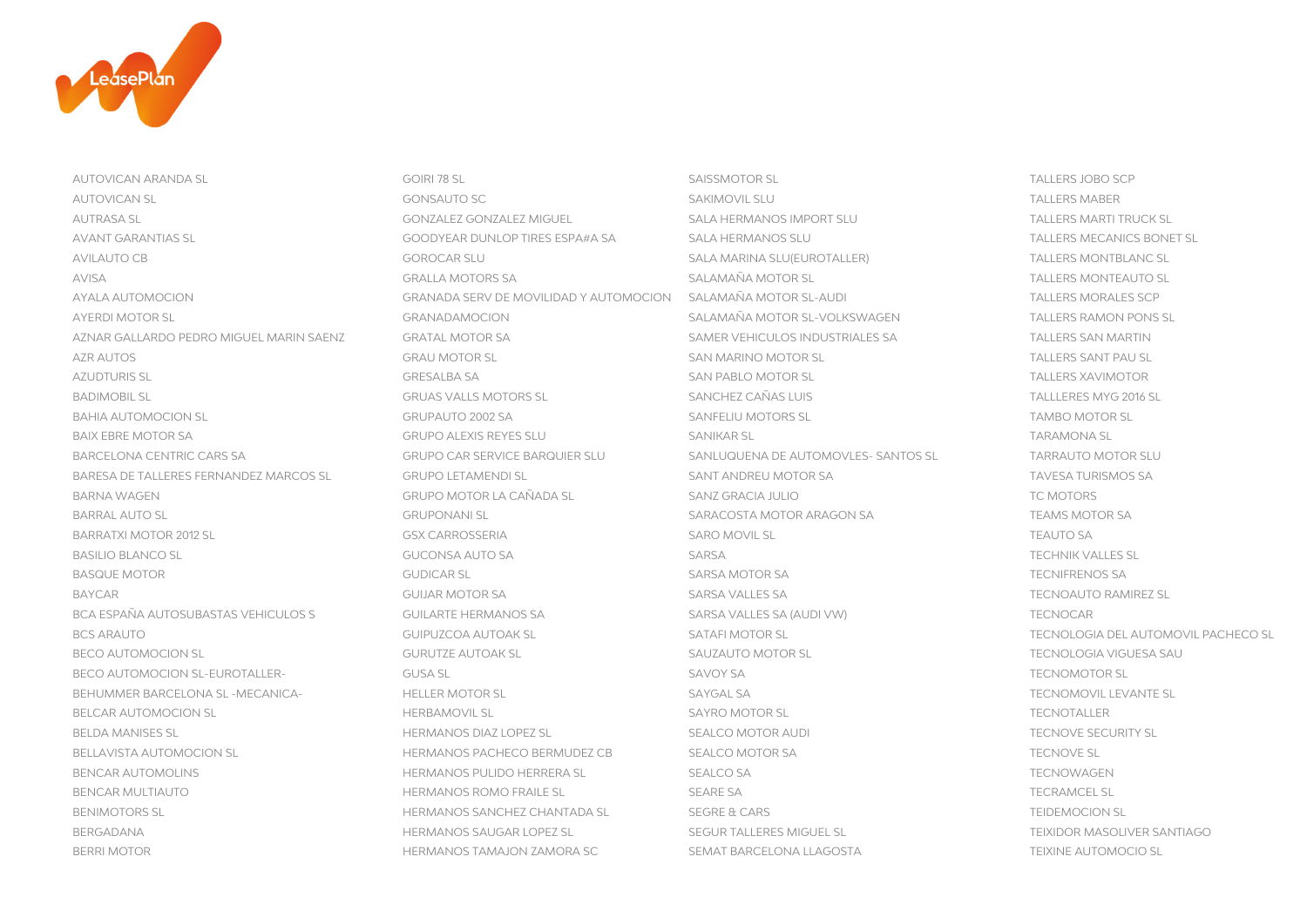AUTOVICAN ARANDA SL
AUTOVICAN SL
AUTRASA SL
AVANT GARANTIAS SL
AVILAUTO CB
AVISA
AYALA AUTOMOCION
AYERDI MOTOR SL
AZNAR GALLARDO PEDRO MIGUEL MARIN SAENZ
AZR AUTOS
AZUDTURIS SL
BADIMOBIL SL
BAHIA AUTOMOCION SL
BAIX EBRE MOTOR SA
BARCELONA CENTRIC CARS SA
BARESA DE TALLERES FERNANDEZ MARCOS SL
BARNA WAGEN
BARRAL AUTO SL
BARRATXI MOTOR 2012 SL
BASILIO BLANCO SL
BASQUE MOTOR
BAYCAR
BCA ESPAÑA AUTOSUBASTAS VEHICULOS S
BCS ARAUTO
BECO AUTOMOCION SL
BECO AUTOMOCION SL-EUROTALLER-
BEHUMMER BARCELONA SL -MECANICA-
BELCAR AUTOMOCION SL
BELDA MANISES SL
BELLAVISTA AUTOMOCION SL
BENCAR AUTOMOLINS
BENCAR MULTIAUTO
BENIMOTORS SL
BERGADANA
BERRI MOTOR

GOIRI 78 SL
GONSAUTO SC
GONZALEZ GONZALEZ MIGUEL
GOODYEAR DUNLOP TIRES ESPA#A SA
GOROCAR SLU
GRALLA MOTORS SA
GRANADA SERV DE MOVILIDAD Y AUTOMOCION
GRANADAMOCION
GRATAL MOTOR SA
GRAU MOTOR SL
GRESALBA SA
GRUAS VALLS MOTORS SL
GRUPAUTO 2002 SA
GRUPO ALEXIS REYES SLU
GRUPO CAR SERVICE BARQUIER SLU
GRUPO LETAMENDI SL
GRUPO MOTOR LA CAÑADA SL
GRUPONANI SL
GSX CARROSSERIA
GUCONSA AUTO SA
GUDICAR SL
GUIJAR MOTOR SA
GUILARTE HERMANOS SA
GUIPUZCOA AUTOAK SL
GURUTZE AUTOAK SL
GUSA SL
HELLER MOTOR SL
HERBAMOVIL SL
HERMANOS DIAZ LOPEZ SL
HERMANOS PACHECO BERMUDEZ CB
HERMANOS PULIDO HERRERA SL
HERMANOS ROMO FRAILE SL
HERMANOS SANCHEZ CHANTADA SL
HERMANOS SAUGAR LOPEZ SL
HERMANOS TAMAJON ZAMORA SC

SAISSMOTOR SL
SAKIMOVIL SLU
SALA HERMANOS IMPORT SLU
SALA HERMANOS SLU
SALA MARINA SLU(EUROTALLER)
SALAMAÑA MOTOR SL
SALAMAÑA MOTOR SL-AUDI
SALAMAÑA MOTOR SL-VOLKSWAGEN
SAMER VEHICULOS INDUSTRIALES SA
SAN MARINO MOTOR SL
SAN PABLO MOTOR SL
SANCHEZ CAÑAS LUIS
SANFELIU MOTORS SL
SANIKAR SL
SANLUQUENA DE AUTOMOVLES- SANTOS SL
SANT ANDREU MOTOR SA
SANZ GRACIA JULIO
SARACOSTA MOTOR ARAGON SA
SARO MOVIL SL
SARSA
SARSA MOTOR SA
SARSA VALLES SA
SARSA VALLES SA (AUDI VW)
SATAFI MOTOR SL
SAUZAUTO MOTOR SL
SAVOY SA
SAYGAL SA
SAYRO MOTOR SL
SEALCO MOTOR AUDI
SEALCO MOTOR SA
SEALCO SA
SEARE SA
SEGRE & CARS
SEGUR TALLERES MIGUEL SL
SEMAT BARCELONA LLAGOSTA

TALLERS JOBO SCP
TALLERS MABER
TALLERS MARTI TRUCK SL
TALLERS MECANICS BONET SL
TALLERS MONTBLANC SL
TALLERS MONTEAUTO SL
TALLERS MORALES SCP
TALLERS RAMON PONS SL
TALLERS SAN MARTIN
TALLERS SANT PAU SL
TALLERS XAVIMOTOR
TALLLERES MYG 2016 SL
TAMBO MOTOR SL
TARAMONA SL
TARRAUTO MOTOR SLU
TAVESA TURISMOS SA
TC MOTORS
TEAMS MOTOR SA
TEAUTO SA
TECHNIK VALLES SL
TECNIFRENOS SA
TECNOAUTO RAMIREZ SL
TECNOCAR
TECNOLOGIA DEL AUTOMOVIL PACHECO SL
TECNOLOGIA VIGUESA SAU
TECNOMOTOR SL
TECNOMOVIL LEVANTE SL
TECNOTALLER
TECNOVE SECURITY SL
TECNOVE SL
TECNOWAGEN
TECRAMCEL SL
TEIDEMOCION SL
TEIXIDOR MASOLIVER SANTIAGO
TEIXINE AUTOMOCIO SL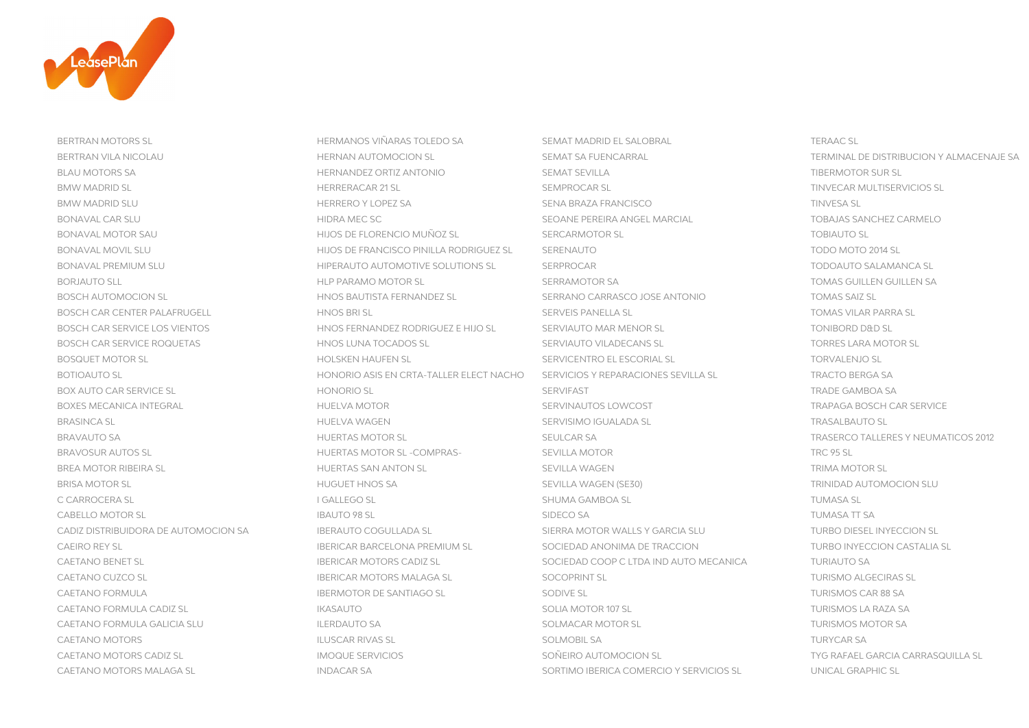BERTRAN MOTORS SL
BERTRAN VILA NICOLAU
BLAU MOTORS SA
BMW MADRID SL
BMW MADRID SLU
BONAVAL CAR SLU
BONAVAL MOTOR SAU
BONAVAL MOVIL SLU
BONAVAL PREMIUM SLU
BORJAUTO SLL
BOSCH AUTOMOCION SL
BOSCH CAR CENTER PALAFRUGELL
BOSCH CAR SERVICE LOS VIENTOS
BOSCH CAR SERVICE ROQUETAS
BOSQUET MOTOR SL
BOTIOAUTO SL
BOX AUTO CAR SERVICE SL
BOXES MECANICA INTEGRAL
BRASINCA SL
BRAVAUTO SA
BRAVOSUR AUTOS SL
BREA MOTOR RIBEIRA SL
BRISA MOTOR SL
C CARROCERA SL
CABELLO MOTOR SL
CADIZ DISTRIBUIDORA DE AUTOMOCION SA
CAEIRO REY SL
CAETANO BENET SL
CAETANO CUZCO SL
CAETANO FORMULA
CAETANO FORMULA CADIZ SL
CAETANO FORMULA GALICIA SLU
CAETANO MOTORS
CAETANO MOTORS CADIZ SL
CAETANO MOTORS MALAGA SL

HERMANOS VIÑARAS TOLEDO SA
HERNAN AUTOMOCION SL
HERNANDEZ ORTIZ ANTONIO
HERRERACAR 21 SL
HERRERO Y LOPEZ SA
HIDRA MEC SC
HIJOS DE FLORENCIO MUÑOZ SL
HIJOS DE FRANCISCO PINILLA RODRIGUEZ SL
HIPERAUTO AUTOMOTIVE SOLUTIONS SL
HLP PARAMO MOTOR SL
HNOS BAUTISTA FERNANDEZ SL
HNOS BRI SL
HNOS FERNANDEZ RODRIGUEZ E HIJO SL
HNOS LUNA TOCADOS SL
HOLSKEN HAUFEN SL
HONORIO ASIS EN CRTA-TALLER ELECT NACHO
HONORIO SL
HUELVA MOTOR
HUELVA WAGEN
HUERTAS MOTOR SL
HUERTAS MOTOR SL -COMPRAS-
HUERTAS SAN ANTON SL
HUGUET HNOS SA
I GALLEGO SL
IBAUTO 98 SL
IBERAUTO COGULLADA SL
IBERICAR BARCELONA PREMIUM SL
IBERICAR MOTORS CADIZ SL
IBERICAR MOTORS MALAGA SL
IBERMOTOR DE SANTIAGO SL
IKASAUTO
ILERDAUTO SA
ILUSCAR RIVAS SL
IMOQUE SERVICIOS
INDACAR SA

SEMAT MADRID EL SALOBRAL
SEMAT SA FUENCARRAL
SEMAT SEVILLA
SEMPROCAR SL
SENA BRAZA FRANCISCO
SEOANE PEREIRA ANGEL MARCIAL
SERCARMOTOR SL
SERENAUTO
SERPROCAR
SERRAMOTOR SA
SERRANO CARRASCO JOSE ANTONIO
SERVEIS PANELLA SL
SERVIAUTO MAR MENOR SL
SERVIAUTO VILADECANS SL
SERVICENTRO EL ESCORIAL SL
SERVICIOS Y REPARACIONES SEVILLA SL
SERVIFAST
SERVINAUTOS LOWCOST
SERVISIMO IGUALADA SL
SEULCAR SA
SEVILLA MOTOR
SEVILLA WAGEN
SEVILLA WAGEN (SE30)
SHUMA GAMBOA SL
SIDECO SA
SIERRA MOTOR WALLS Y GARCIA SLU
SOCIEDAD ANONIMA DE TRACCION
SOCIEDAD COOP C LTDA IND AUTO MECANICA
SOCOPRINT SL
SODIVE SL
SOLIA MOTOR 107 SL
SOLMACAR MOTOR SL
SOLMOBIL SA
SOÑEIRO AUTOMOCION SL
SORTIMO IBERICA COMERCIO Y SERVICIOS SL

TERAAC SL
TERMINAL DE DISTRIBUCION Y ALMACENAJE SA
TIBERMOTOR SUR SL
TINVECAR MULTISERVICIOS SL
TINVESA SL
TOBAJAS SANCHEZ CARMELO
TOBIAUTO SL
TODO MOTO 2014 SL
TODOAUTO SALAMANCA SL
TOMAS GUILLEN GUILLEN SA
TOMAS SAIZ SL
TOMAS VILAR PARRA SL
TONIBORD D&D SL
TORRES LARA MOTOR SL
TORVALENJO SL
TRACTO BERGA SA
TRADE GAMBOA SA
TRAPAGA BOSCH CAR SERVICE
TRASALBAUTO SL
TRASERCO TALLERES Y NEUMATICOS 2012
TRC 95 SL
TRIMA MOTOR SL
TRINIDAD AUTOMOCION SLU
TUMASA SL
TUMASA TT SA
TURBO DIESEL INYECCION SL
TURBO INYECCION CASTALIA SL
TURIAUTO SA
TURISMO ALGECIRAS SL
TURISMOS CAR 88 SA
TURISMOS LA RAZA SA
TURISMOS MOTOR SA
TURYCAR SA
TYG RAFAEL GARCIA CARRASQUILLA SL
UNICAL GRAPHIC SL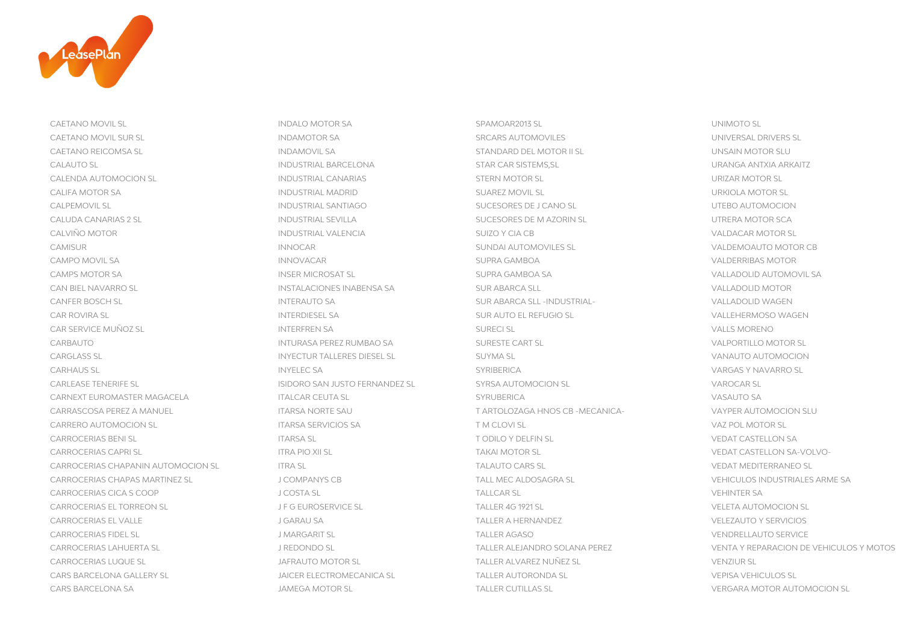LeasePlan

CAETANO MOVIL SL
CAETANO MOVIL SUR SL
CAETANO REICOMSA SL
CALAUTO SL
CALENDA AUTOMOCION SL
CALIFA MOTOR SA
CALPEMOVIL SL
CALUDA CANARIAS 2 SL
CALVIÑO MOTOR
CAMISUR
CAMPO MOVIL SA
CAMPS MOTOR SA
CAN BIEL NAVARRO SL
CANFER BOSCH SL
CAR ROVIRA SL
CAR SERVICE MUÑOZ SL
CARBAUTO
CARGLASS SL
CARHAUS SL
CARLEASE TENERIFE SL
CARNEXT EUROMASTER MAGACELA
CARRASCOSA PEREZ A MANUEL
CARRERO AUTOMOCION SL
CARROCERIAS BENI SL
CARROCERIAS CAPRI SL
CARROCERIAS CHAPANIN AUTOMOCION SL
CARROCERIAS CHAPAS MARTINEZ SL
CARROCERIAS CICA S COOP
CARROCERIAS EL TORREON SL
CARROCERIAS EL VALLE
CARROCERIAS FIDEL SL
CARROCERIAS LAHUERTA SL
CARROCERIAS LUQUE SL
CARS BARCELONA GALLERY SL
CARS BARCELONA SA

INDALO MOTOR SA
INDAMOTOR SA
INDAMOVIL SA
INDUSTRIAL BARCELONA
INDUSTRIAL CANARIAS
INDUSTRIAL MADRID
INDUSTRIAL SANTIAGO
INDUSTRIAL SEVILLA
INDUSTRIAL VALENCIA
INNOCAR
INNOVACAR
INSER MICROSAT SL
INSTALACIONES INABENSA SA
INTERAUTO SA
INTERDIESEL SA
INTERFREN SA
INTURASA PEREZ RUMBAO SA
INYECTUR TALLERES DIESEL SL
INYELEC SA
ISIDORO SAN JUSTO FERNANDEZ SL
ITALCAR CEUTA SL
ITARSA NORTE SAU
ITARSA SERVICIOS SA
ITARSA SL
ITRA PIO XII SL
ITRA SL
J COMPANYS CB
J COSTA SL
J F G EUROSERVICE SL
J GARAU SA
J MARGARIT SL
J REDONDO SL
JAFRAUTO MOTOR SL
JAICER ELECTROMECANICA SL
JAMEGA MOTOR SL

SPAMOAR2013 SL
SRCARS AUTOMOVILES
STANDARD DEL MOTOR II SL
STAR CAR SISTEMS,SL
STERN MOTOR SL
SUAREZ MOVIL SL
SUCESORES DE J CANO SL
SUCESORES DE M AZORIN SL
SUIZO Y CIA CB
SUNDAI AUTOMOVILES SL
SUPRA GAMBOA
SUPRA GAMBOA SA
SUR ABARCA SLL
SUR ABARCA SLL -INDUSTRIAL-
SUR AUTO EL REFUGIO SL
SURECI SL
SURESTE CART SL
SUYMA SL
SYRIBERICA
SYRSA AUTOMOCION SL
SYRUBERICA
T ARTOLOZAGA HNOS CB -MECANICA-
T M CLOVI SL
T ODILO Y DELFIN SL
TAKAI MOTOR SL
TALAUTO CARS SL
TALL MEC ALDOSAGRA SL
TALLCAR SL
TALLER 4G 1921 SL
TALLER A HERNANDEZ
TALLER AGASO
TALLER ALEJANDRO SOLANA PEREZ
TALLER ALVAREZ NUÑEZ SL
TALLER AUTORONDA SL
TALLER CUTILLAS SL

UNIMOTO SL
UNIVERSAL DRIVERS SL
UNSAIN MOTOR SLU
URANGA ANTXIA ARKAITZ
URIZAR MOTOR SL
URKIOLA MOTOR SL
UTEBO AUTOMOCION
UTRERA MOTOR SCA
VALDACAR MOTOR SL
VALDEMOAUTO MOTOR CB
VALDERRIBAS MOTOR
VALLADOLID AUTOMOVIL SA
VALLADOLID MOTOR
VALLADOLID WAGEN
VALLEHERMOSO WAGEN
VALLS MORENO
VALPORTILLO MOTOR SL
VANAUTO AUTOMOCION
VARGAS Y NAVARRO SL
VAROCAR SL
VASAUTO SA
VAYPER AUTOMOCION SLU
VAZ POL MOTOR SL
VEDAT CASTELLON SA
VEDAT CASTELLON SA-VOLVO-
VEDAT MEDITERRANEO SL
VEHICULOS INDUSTRIALES ARME SA
VEHINTER SA
VELETA AUTOMOCION SL
VELEZAUTO Y SERVICIOS
VENDRELLAUTO SERVICE
VENTA Y REPARACION DE VEHICULOS Y MOTOS
VENZIUR SL
VEPISA VEHICULOS SL
VERGARA MOTOR AUTOMOCION SL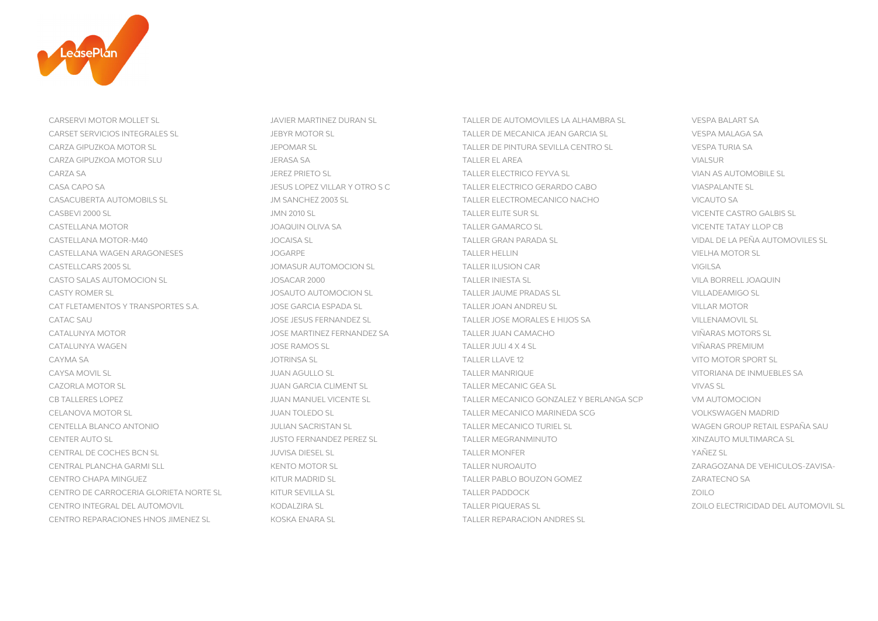CARSERVI MOTOR MOLLET SL
CARSET SERVICIOS INTEGRALES SL
CARZA GIPUZKOA MOTOR SL
CARZA GIPUZKOA MOTOR SLU
CARZA SA
CASA CAPO SA
CASACUBERTA AUTOMOBILS SL
CASBEVI 2000 SL
CASTELLANA MOTOR
CASTELLANA MOTOR-M40
CASTELLANA WAGEN ARAGONESES
CASTELLCARS 2005 SL
CASTO SALAS AUTOMOCION SL
CASTY ROMER SL
CAT FLETAMENTOS Y TRANSPORTES S.A.
CATAC SAU
CATALUNYA MOTOR
CATALUNYA WAGEN
CAYMA SA
CAYSA MOVIL SL
CAZORLA MOTOR SL
CB TALLERES LOPEZ
CELANOVA MOTOR SL
CENTELLA BLANCO ANTONIO
CENTER AUTO SL
CENTRAL DE COCHES BCN SL
CENTRAL PLANCHA GARMI SLL
CENTRO CHAPA MINGUEZ
CENTRO DE CARROCERIA GLORIETA NORTE SL
CENTRO INTEGRAL DEL AUTOMOVIL
CENTRO REPARACIONES HNOS JIMENEZ SL

JAVIER MARTINEZ DURAN SL
JEBYR MOTOR SL
JEPOMAR SL
JERASA SA
JEREZ PRIETO SL
JESUS LOPEZ VILLAR Y OTRO S C
JM SANCHEZ 2003 SL
JMN 2010 SL
JOAQUIN OLIVA SA
JOCAISA SL
JOGARPE
JOMASUR AUTOMOCION SL
JOSACAR 2000
JOSAUTO AUTOMOCION SL
JOSE GARCIA ESPADA SL
JOSE JESUS FERNANDEZ SL
JOSE MARTINEZ FERNANDEZ SA
JOSE RAMOS SL
JOTRINSA SL
JUAN AGULLO SL
JUAN GARCIA CLIMENT SL
JUAN MANUEL VICENTE SL
JUAN TOLEDO SL
JULIAN SACRISTAN SL
JUSTO FERNANDEZ PEREZ SL
JUVISA DIESEL SL
KENTO MOTOR SL
KITUR MADRID SL
KITUR SEVILLA SL
KODALZIRA SL
KOSKA ENARA SL

TALLER DE AUTOMOVILES LA ALHAMBRA SL
TALLER DE MECANICA JEAN GARCIA SL
TALLER DE PINTURA SEVILLA CENTRO SL
TALLER EL AREA
TALLER ELECTRICO FEYVA SL
TALLER ELECTRICO GERARDO CABO
TALLER ELECTROMECANICO NACHO
TALLER ELITE SUR SL
TALLER GAMARCO SL
TALLER GRAN PARADA SL
TALLER HELLIN
TALLER ILUSION CAR
TALLER INIESTA SL
TALLER JAUME PRADAS SL
TALLER JOAN ANDREU SL
TALLER JOSE MORALES E HIJOS SA
TALLER JUAN CAMACHO
TALLER JULI 4 X 4 SL
TALLER LLAVE 12
TALLER MANRIQUE
TALLER MECANIC GEA SL
TALLER MECANICO GONZALEZ Y BERLANGA SCP
TALLER MECANICO MARINEDA SCG
TALLER MECANICO TURIEL SL
TALLER MEGRANMINUTO
TALLER MONFER
TALLER NUROAUTO
TALLER PABLO BOUZON GOMEZ
TALLER PADDOCK
TALLER PIQUERAS SL
TALLER REPARACION ANDRES SL

VESPA BALART SA
VESPA MALAGA SA
VESPA TURIA SA
VIALSUR
VIAN AS AUTOMOBILE SL
VIASPALANTE SL
VICAUTO SA
VICENTE CASTRO GALBIS SL
VICENTE TATAY LLOP CB
VIDAL DE LA PEÑA AUTOMOVILES SL
VIELHA MOTOR SL
VIGILSA
VILA BORRELL JOAQUIN
VILLADEAMIGO SL
VILLAR MOTOR
VILLENAMOVIL SL
VIÑARAS MOTORS SL
VIÑARAS PREMIUM
VITO MOTOR SPORT SL
VITORIANA DE INMUEBLES SA
VIVAS SL
VM AUTOMOCION
VOLKSWAGEN MADRID
WAGEN GROUP RETAIL ESPAÑA SAU
XINZAUTO MULTIMARCA SL
YAÑEZ SL
ZARAGOZANA DE VEHICULOS-ZAVISA-
ZARATECNO SA
ZOILO
ZOILO ELECTRICIDAD DEL AUTOMOVIL SL